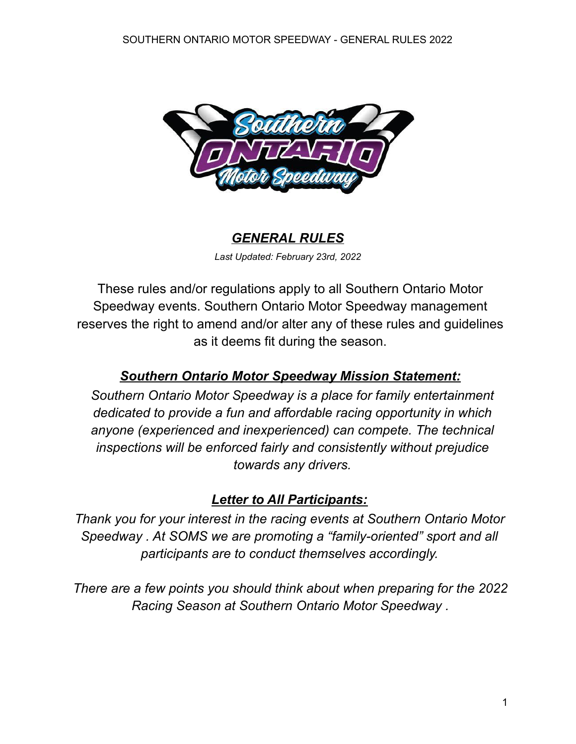# *GENERAL RULES*

*Last Updated: February 23rd, 2022*

These rules and/or regulations apply to all Southern Ontario Motor Speedway events. Southern Ontario Motor Speedway management reserves the right to amend and/or alter any of these rules and guidelines as it deems fit during the season.

## ***Southern Ontario Motor Speedway Mission Statement:***

*Southern Ontario Motor Speedway is a place for family entertainment dedicated to provide a fun and affordable racing opportunity in which anyone (experienced and inexperienced) can compete. The technical inspections will be enforced fairly and consistently without prejudice towards any drivers.*

## ***Letter to All Participants:***

*Thank you for your interest in the racing events at Southern Ontario Motor Speedway . At SOMS we are promoting a "family-oriented" sport and all participants are to conduct themselves accordingly.*

*There are a few points you should think about when preparing for the 2022 Racing Season at Southern Ontario Motor Speedway .*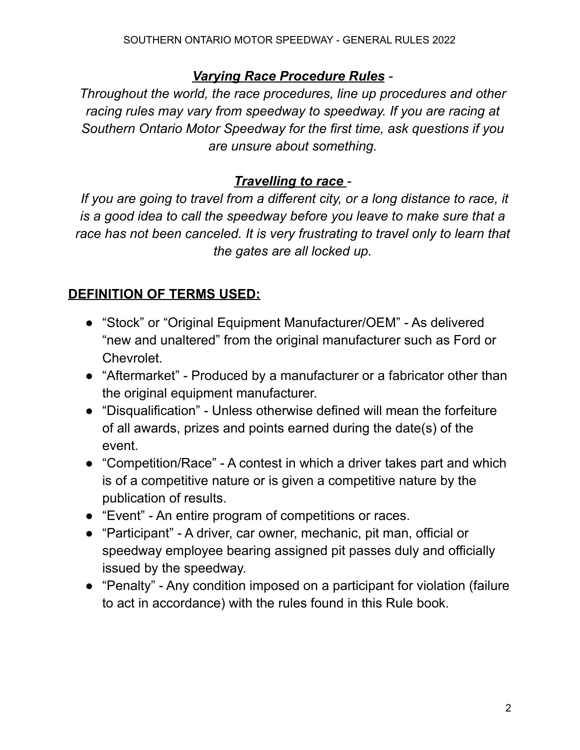***Varying Race Procedure Rules*** -

*Throughout the world, the race procedures, line up procedures and other racing rules may vary from speedway to speedway. If you are racing at Southern Ontario Motor Speedway for the first time, ask questions if you are unsure about something.*

***Travelling to race*** -

*If you are going to travel from a different city, or a long distance to race, it is a good idea to call the speedway before you leave to make sure that a race has not been canceled. It is very frustrating to travel only to learn that the gates are all locked up.*

## DEFINITION OF TERMS USED:

- "Stock" or "Original Equipment Manufacturer/OEM" - As delivered "new and unaltered" from the original manufacturer such as Ford or Chevrolet.
- "Aftermarket" - Produced by a manufacturer or a fabricator other than the original equipment manufacturer.
- "Disqualification" - Unless otherwise defined will mean the forfeiture of all awards, prizes and points earned during the date(s) of the event.
- "Competition/Race" - A contest in which a driver takes part and which is of a competitive nature or is given a competitive nature by the publication of results.
- "Event" - An entire program of competitions or races.
- "Participant" - A driver, car owner, mechanic, pit man, official or speedway employee bearing assigned pit passes duly and officially issued by the speedway.
- "Penalty" - Any condition imposed on a participant for violation (failure to act in accordance) with the rules found in this Rule book.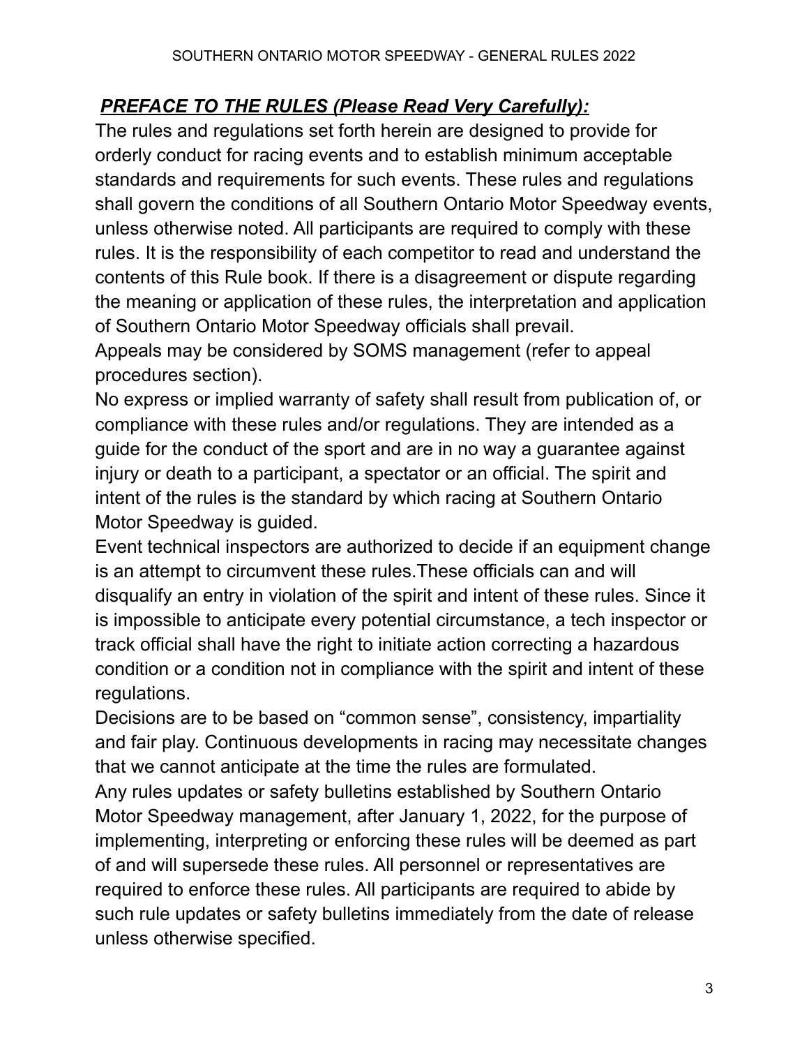## ***PREFACE TO THE RULES (Please Read Very Carefully):***

The rules and regulations set forth herein are designed to provide for orderly conduct for racing events and to establish minimum acceptable standards and requirements for such events. These rules and regulations shall govern the conditions of all Southern Ontario Motor Speedway events, unless otherwise noted. All participants are required to comply with these rules. It is the responsibility of each competitor to read and understand the contents of this Rule book. If there is a disagreement or dispute regarding the meaning or application of these rules, the interpretation and application of Southern Ontario Motor Speedway officials shall prevail.

Appeals may be considered by SOMS management (refer to appeal procedures section).

No express or implied warranty of safety shall result from publication of, or compliance with these rules and/or regulations. They are intended as a guide for the conduct of the sport and are in no way a guarantee against injury or death to a participant, a spectator or an official. The spirit and intent of the rules is the standard by which racing at Southern Ontario Motor Speedway is guided.

Event technical inspectors are authorized to decide if an equipment change is an attempt to circumvent these rules.These officials can and will disqualify an entry in violation of the spirit and intent of these rules. Since it is impossible to anticipate every potential circumstance, a tech inspector or track official shall have the right to initiate action correcting a hazardous condition or a condition not in compliance with the spirit and intent of these regulations.

Decisions are to be based on "common sense", consistency, impartiality and fair play. Continuous developments in racing may necessitate changes that we cannot anticipate at the time the rules are formulated.

Any rules updates or safety bulletins established by Southern Ontario Motor Speedway management, after January 1, 2022, for the purpose of implementing, interpreting or enforcing these rules will be deemed as part of and will supersede these rules. All personnel or representatives are required to enforce these rules. All participants are required to abide by such rule updates or safety bulletins immediately from the date of release unless otherwise specified.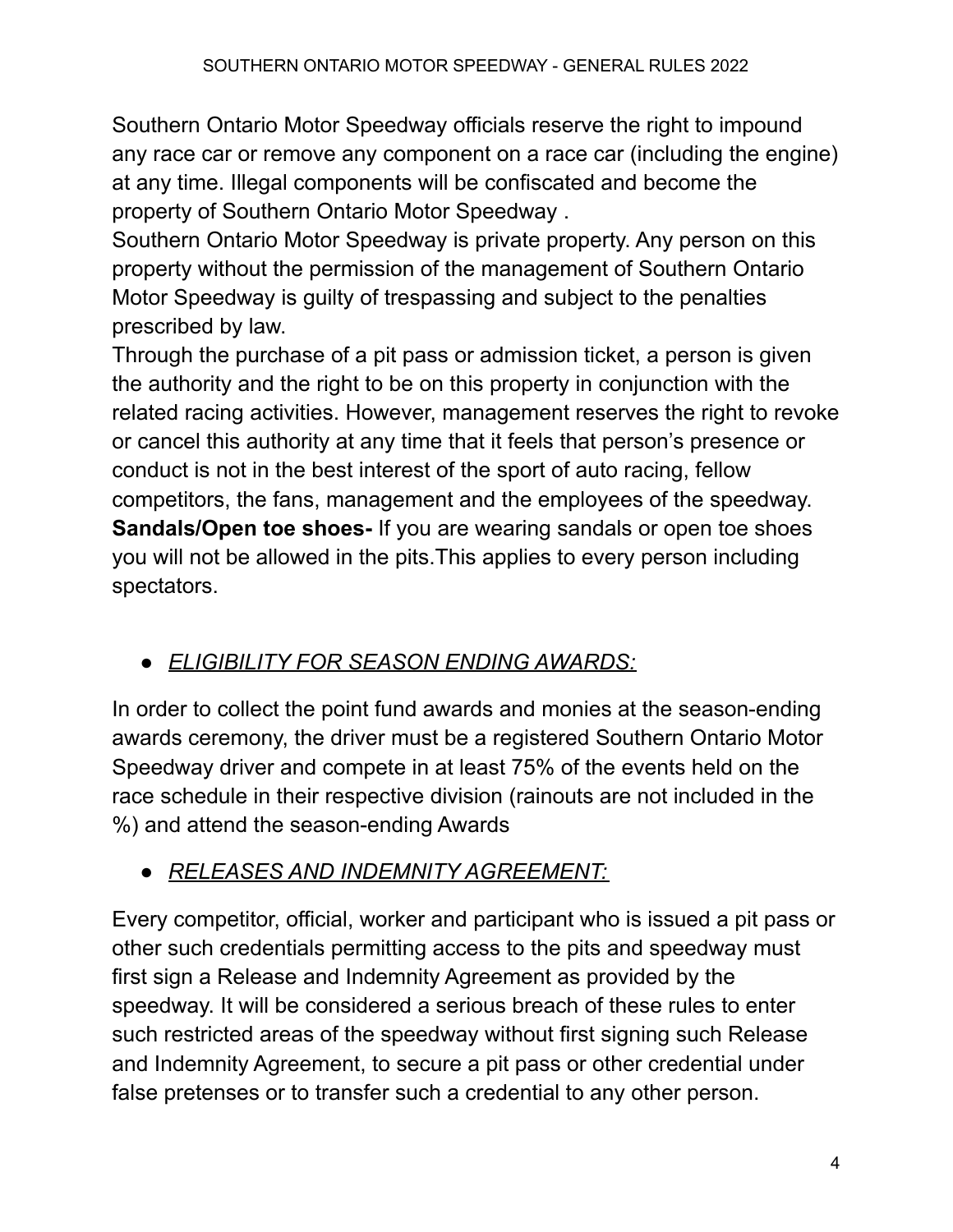Southern Ontario Motor Speedway officials reserve the right to impound any race car or remove any component on a race car (including the engine) at any time. Illegal components will be confiscated and become the property of Southern Ontario Motor Speedway .

Southern Ontario Motor Speedway is private property. Any person on this property without the permission of the management of Southern Ontario Motor Speedway is guilty of trespassing and subject to the penalties prescribed by law.

Through the purchase of a pit pass or admission ticket, a person is given the authority and the right to be on this property in conjunction with the related racing activities. However, management reserves the right to revoke or cancel this authority at any time that it feels that person's presence or conduct is not in the best interest of the sport of auto racing, fellow competitors, the fans, management and the employees of the speedway.

**Sandals/Open toe shoes-** If you are wearing sandals or open toe shoes you will not be allowed in the pits.This applies to every person including spectators.

- *ELIGIBILITY FOR SEASON ENDING AWARDS:*

In order to collect the point fund awards and monies at the season-ending awards ceremony, the driver must be a registered Southern Ontario Motor Speedway driver and compete in at least 75% of the events held on the race schedule in their respective division (rainouts are not included in the %) and attend the season-ending Awards

- *RELEASES AND INDEMNITY AGREEMENT:*

Every competitor, official, worker and participant who is issued a pit pass or other such credentials permitting access to the pits and speedway must first sign a Release and Indemnity Agreement as provided by the speedway. It will be considered a serious breach of these rules to enter such restricted areas of the speedway without first signing such Release and Indemnity Agreement, to secure a pit pass or other credential under false pretenses or to transfer such a credential to any other person.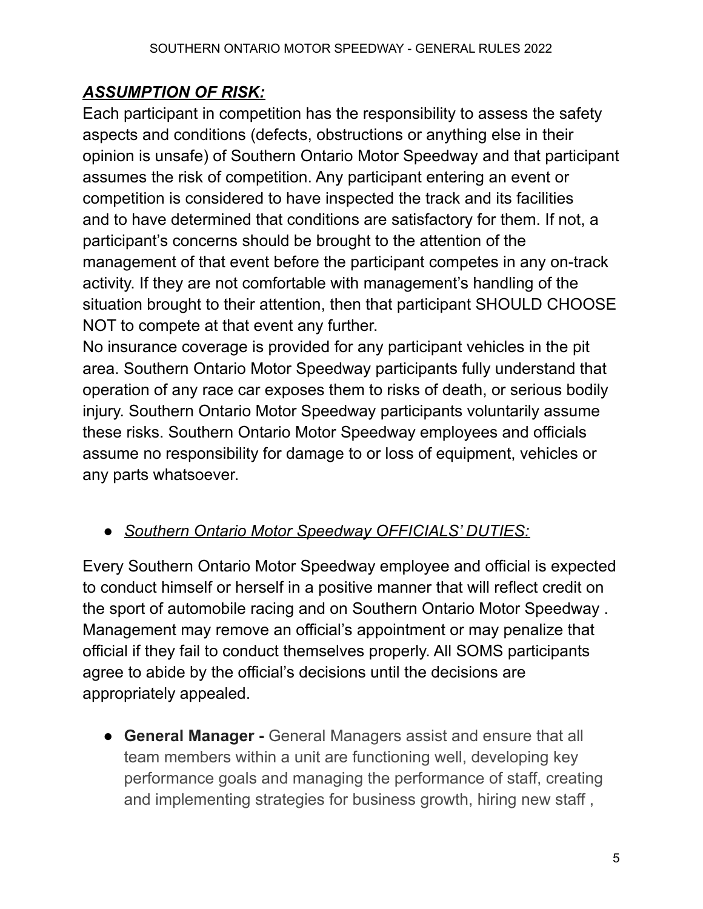***ASSUMPTION OF RISK:***

Each participant in competition has the responsibility to assess the safety aspects and conditions (defects, obstructions or anything else in their opinion is unsafe) of Southern Ontario Motor Speedway and that participant assumes the risk of competition. Any participant entering an event or competition is considered to have inspected the track and its facilities and to have determined that conditions are satisfactory for them. If not, a participant's concerns should be brought to the attention of the management of that event before the participant competes in any on-track activity. If they are not comfortable with management's handling of the situation brought to their attention, then that participant SHOULD CHOOSE NOT to compete at that event any further.

No insurance coverage is provided for any participant vehicles in the pit area. Southern Ontario Motor Speedway participants fully understand that operation of any race car exposes them to risks of death, or serious bodily injury. Southern Ontario Motor Speedway participants voluntarily assume these risks. Southern Ontario Motor Speedway employees and officials assume no responsibility for damage to or loss of equipment, vehicles or any parts whatsoever.

- *Southern Ontario Motor Speedway OFFICIALS' DUTIES:*

Every Southern Ontario Motor Speedway employee and official is expected to conduct himself or herself in a positive manner that will reflect credit on the sport of automobile racing and on Southern Ontario Motor Speedway . Management may remove an official's appointment or may penalize that official if they fail to conduct themselves properly. All SOMS participants agree to abide by the official's decisions until the decisions are appropriately appealed.

- **General Manager -** General Managers assist and ensure that all team members within a unit are functioning well, developing key performance goals and managing the performance of staff, creating and implementing strategies for business growth, hiring new staff ,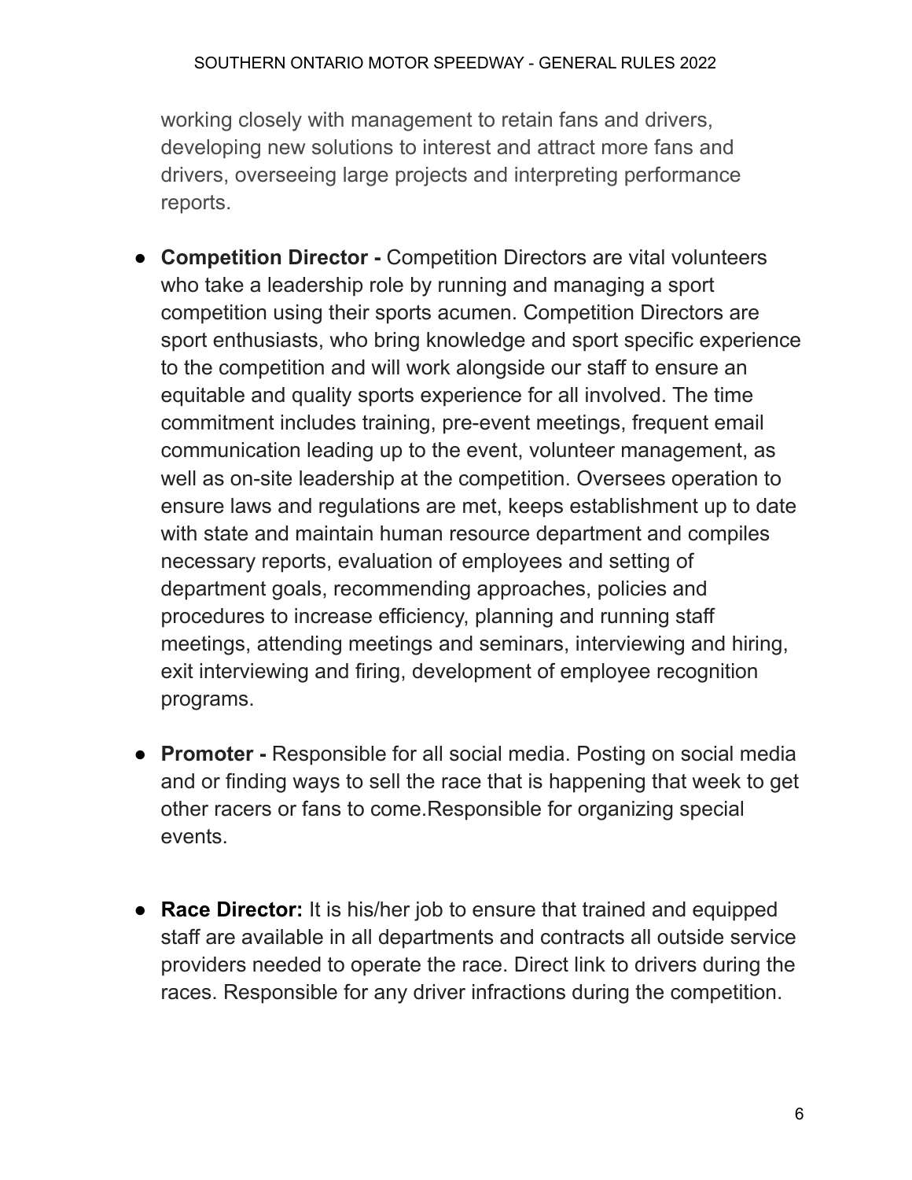working closely with management to retain fans and drivers, developing new solutions to interest and attract more fans and drivers, overseeing large projects and interpreting performance reports.

- **Competition Director -** Competition Directors are vital volunteers who take a leadership role by running and managing a sport competition using their sports acumen. Competition Directors are sport enthusiasts, who bring knowledge and sport specific experience to the competition and will work alongside our staff to ensure an equitable and quality sports experience for all involved. The time commitment includes training, pre-event meetings, frequent email communication leading up to the event, volunteer management, as well as on-site leadership at the competition. Oversees operation to ensure laws and regulations are met, keeps establishment up to date with state and maintain human resource department and compiles necessary reports, evaluation of employees and setting of department goals, recommending approaches, policies and procedures to increase efficiency, planning and running staff meetings, attending meetings and seminars, interviewing and hiring, exit interviewing and firing, development of employee recognition programs.

- **Promoter -** Responsible for all social media. Posting on social media and or finding ways to sell the race that is happening that week to get other racers or fans to come.Responsible for organizing special events.

- **Race Director:** It is his/her job to ensure that trained and equipped staff are available in all departments and contracts all outside service providers needed to operate the race. Direct link to drivers during the races. Responsible for any driver infractions during the competition.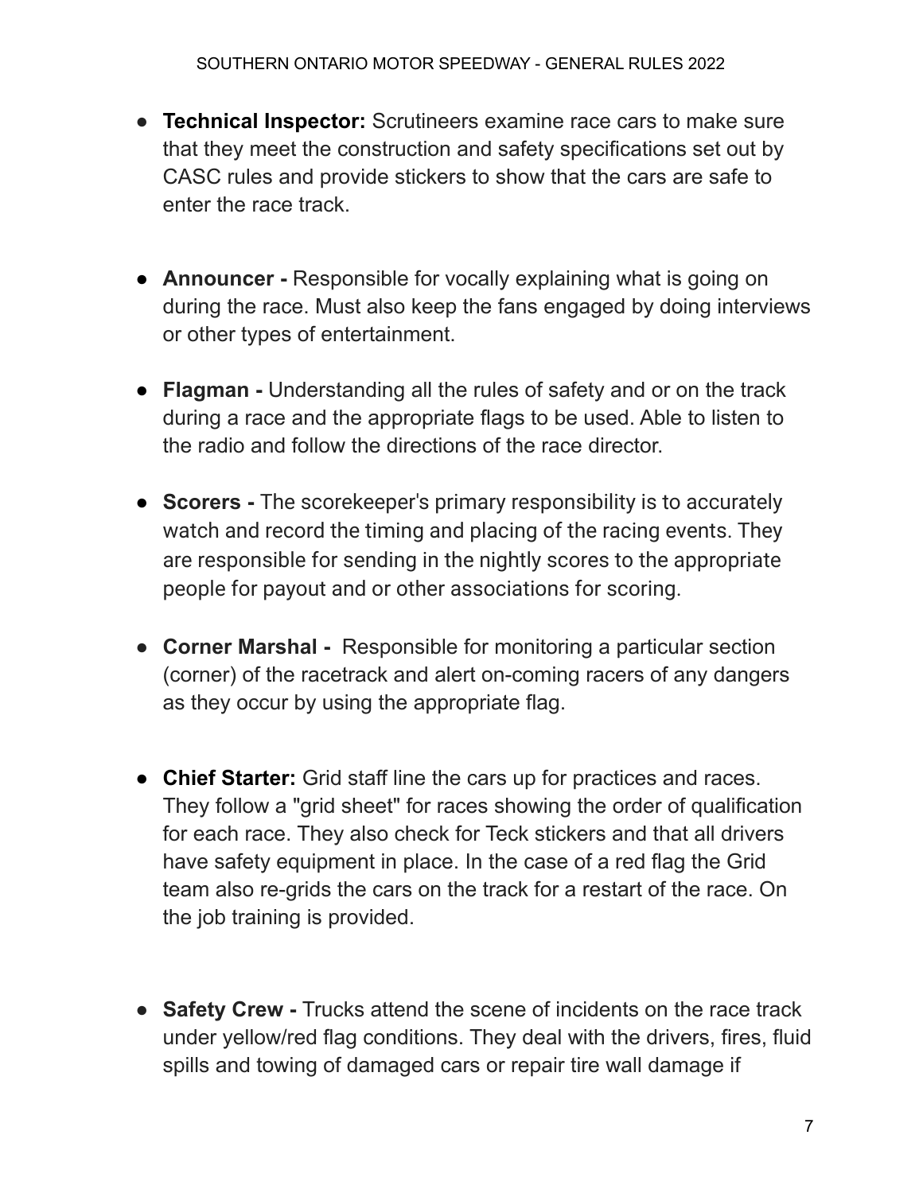- **Technical Inspector:** Scrutineers examine race cars to make sure that they meet the construction and safety specifications set out by CASC rules and provide stickers to show that the cars are safe to enter the race track.

- **Announcer -** Responsible for vocally explaining what is going on during the race. Must also keep the fans engaged by doing interviews or other types of entertainment.

- **Flagman -** Understanding all the rules of safety and or on the track during a race and the appropriate flags to be used. Able to listen to the radio and follow the directions of the race director.

- **Scorers -** The scorekeeper's primary responsibility is to accurately watch and record the timing and placing of the racing events. They are responsible for sending in the nightly scores to the appropriate people for payout and or other associations for scoring.

- **Corner Marshal -** Responsible for monitoring a particular section (corner) of the racetrack and alert on-coming racers of any dangers as they occur by using the appropriate flag.

- **Chief Starter:** Grid staff line the cars up for practices and races. They follow a "grid sheet" for races showing the order of qualification for each race. They also check for Teck stickers and that all drivers have safety equipment in place. In the case of a red flag the Grid team also re-grids the cars on the track for a restart of the race. On the job training is provided.

- **Safety Crew -** Trucks attend the scene of incidents on the race track under yellow/red flag conditions. They deal with the drivers, fires, fluid spills and towing of damaged cars or repair tire wall damage if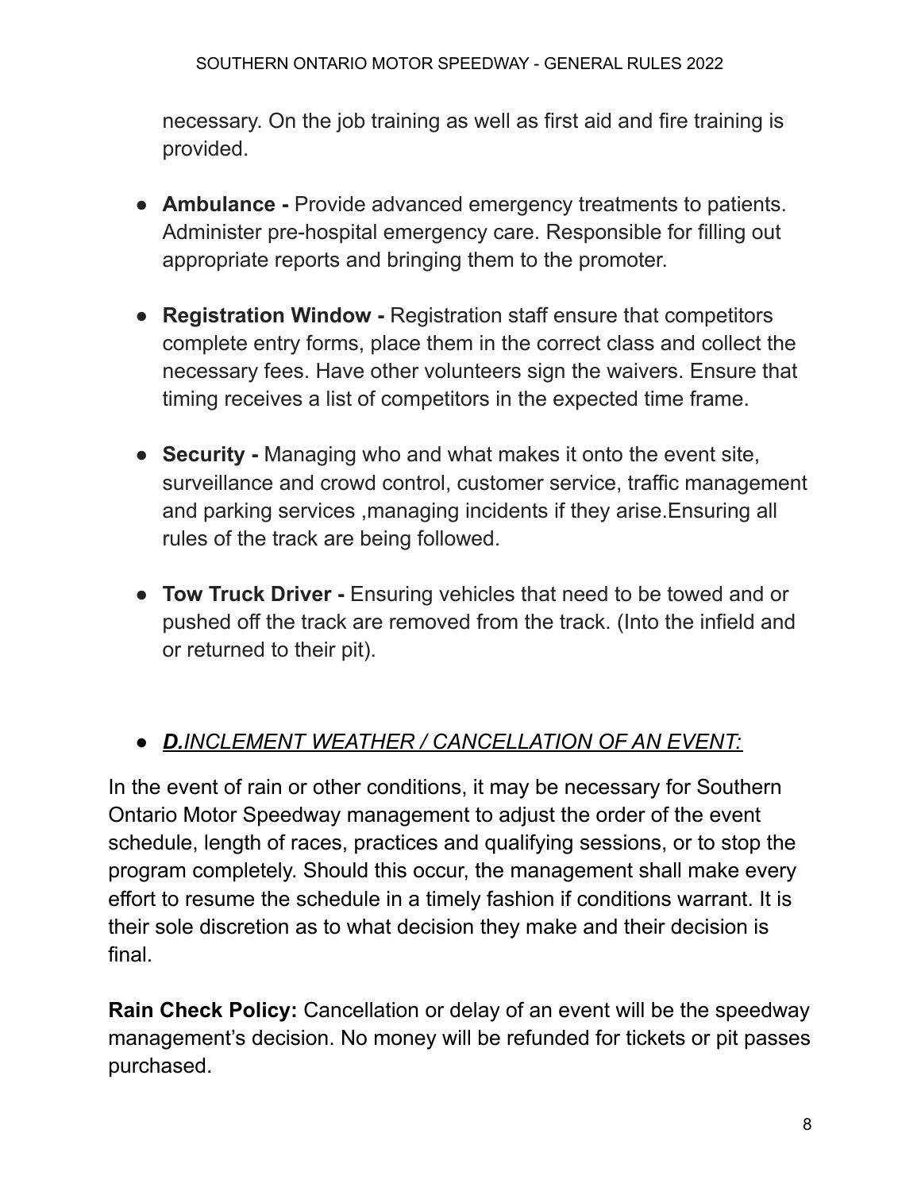necessary. On the job training as well as first aid and fire training is provided.

- **Ambulance -** Provide advanced emergency treatments to patients. Administer pre-hospital emergency care. Responsible for filling out appropriate reports and bringing them to the promoter.

- **Registration Window -** Registration staff ensure that competitors complete entry forms, place them in the correct class and collect the necessary fees. Have other volunteers sign the waivers. Ensure that timing receives a list of competitors in the expected time frame.

- **Security -** Managing who and what makes it onto the event site, surveillance and crowd control, customer service, traffic management and parking services ,managing incidents if they arise.Ensuring all rules of the track are being followed.

- **Tow Truck Driver -** Ensuring vehicles that need to be towed and or pushed off the track are removed from the track. (Into the infield and or returned to their pit).

- ***D.**INCLEMENT WEATHER / CANCELLATION OF AN EVENT:*

In the event of rain or other conditions, it may be necessary for Southern Ontario Motor Speedway management to adjust the order of the event schedule, length of races, practices and qualifying sessions, or to stop the program completely. Should this occur, the management shall make every effort to resume the schedule in a timely fashion if conditions warrant. It is their sole discretion as to what decision they make and their decision is final.

**Rain Check Policy:** Cancellation or delay of an event will be the speedway management's decision. No money will be refunded for tickets or pit passes purchased.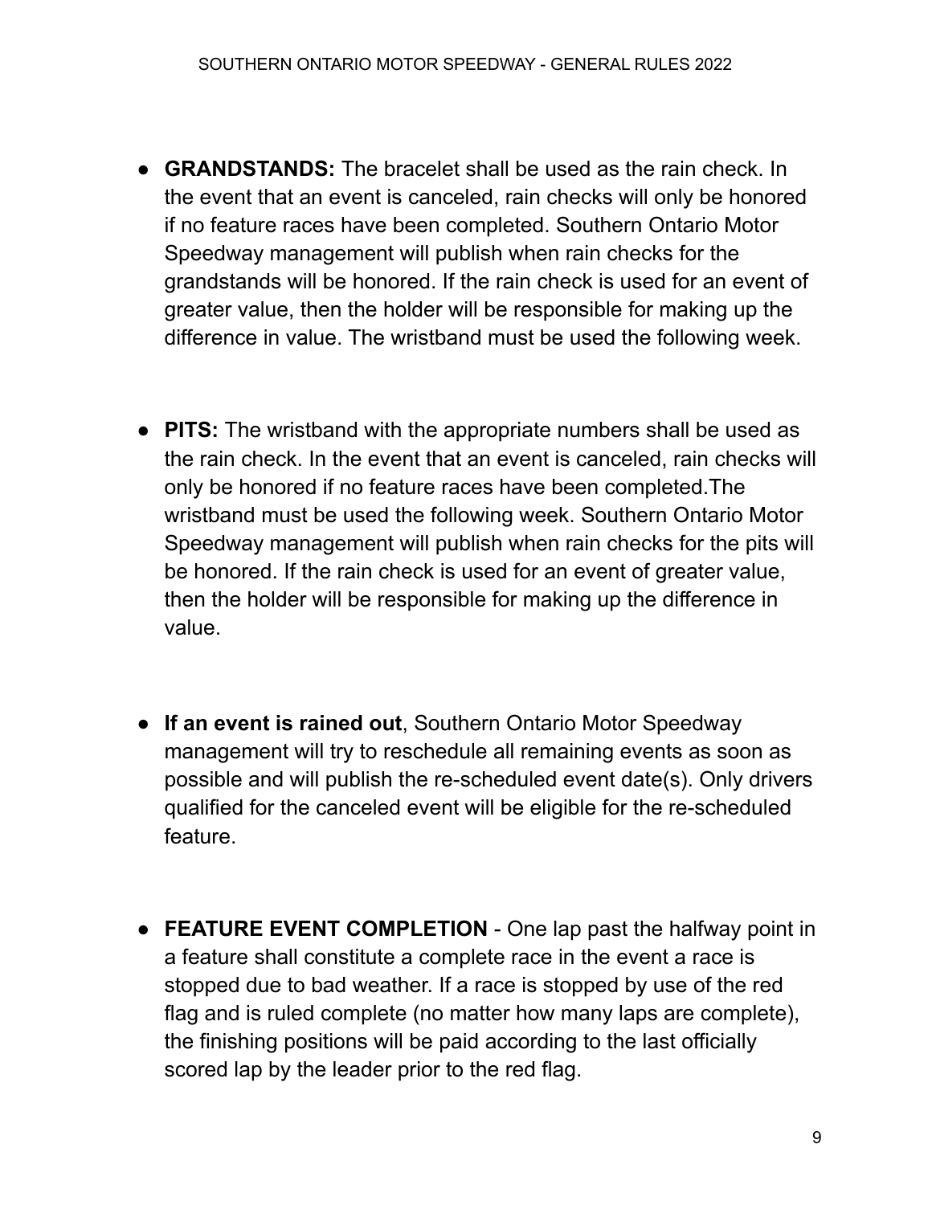- **GRANDSTANDS:** The bracelet shall be used as the rain check. In the event that an event is canceled, rain checks will only be honored if no feature races have been completed. Southern Ontario Motor Speedway management will publish when rain checks for the grandstands will be honored. If the rain check is used for an event of greater value, then the holder will be responsible for making up the difference in value. The wristband must be used the following week.

- **PITS:** The wristband with the appropriate numbers shall be used as the rain check. In the event that an event is canceled, rain checks will only be honored if no feature races have been completed.The wristband must be used the following week. Southern Ontario Motor Speedway management will publish when rain checks for the pits will be honored. If the rain check is used for an event of greater value, then the holder will be responsible for making up the difference in value.

- **If an event is rained out**, Southern Ontario Motor Speedway management will try to reschedule all remaining events as soon as possible and will publish the re-scheduled event date(s). Only drivers qualified for the canceled event will be eligible for the re-scheduled feature.

- **FEATURE EVENT COMPLETION** - One lap past the halfway point in a feature shall constitute a complete race in the event a race is stopped due to bad weather. If a race is stopped by use of the red flag and is ruled complete (no matter how many laps are complete), the finishing positions will be paid according to the last officially scored lap by the leader prior to the red flag.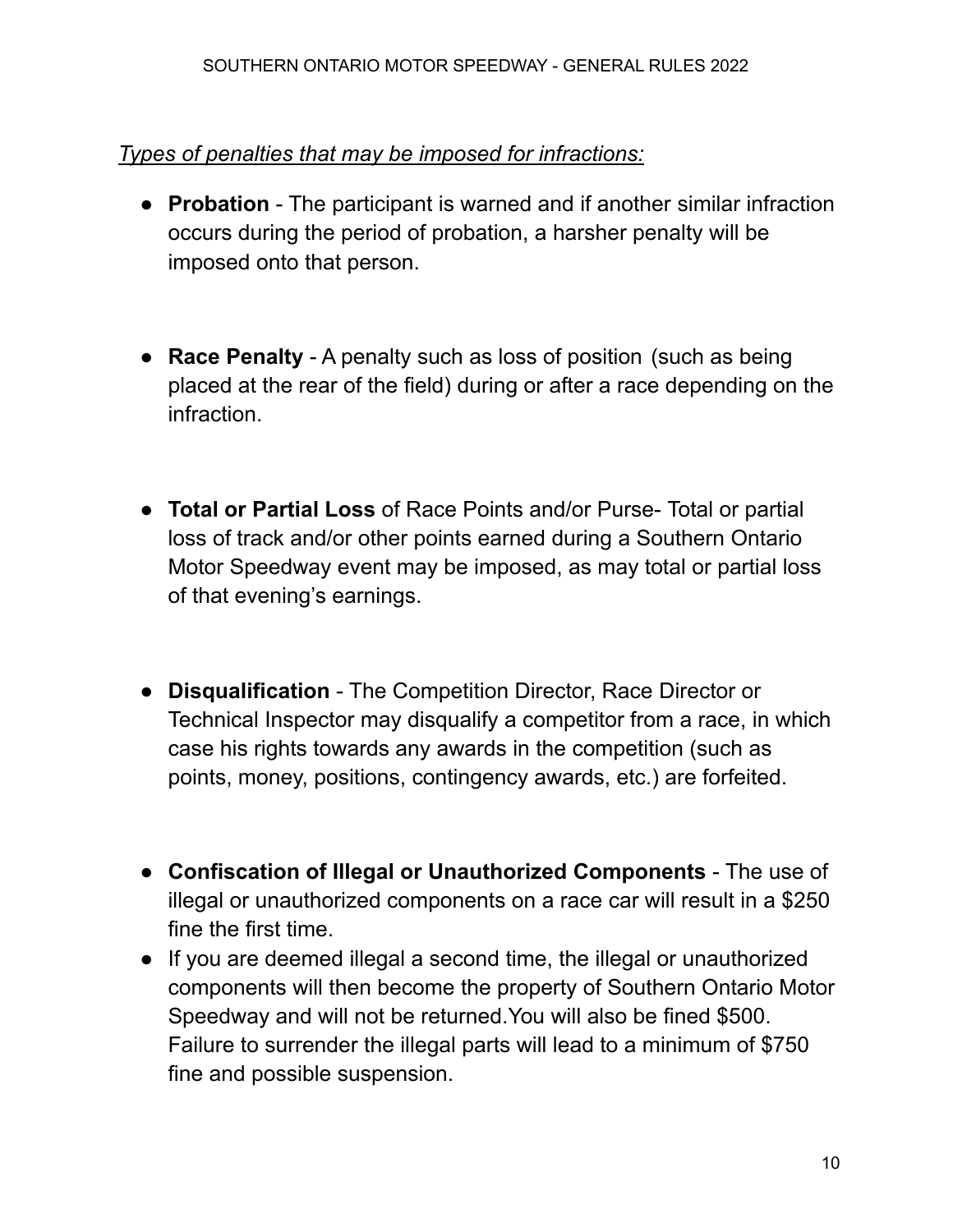*Types of penalties that may be imposed for infractions:*

- **Probation** - The participant is warned and if another similar infraction occurs during the period of probation, a harsher penalty will be imposed onto that person.

- **Race Penalty** - A penalty such as loss of position (such as being placed at the rear of the field) during or after a race depending on the infraction.

- **Total or Partial Loss** of Race Points and/or Purse- Total or partial loss of track and/or other points earned during a Southern Ontario Motor Speedway event may be imposed, as may total or partial loss of that evening's earnings.

- **Disqualification** - The Competition Director, Race Director or Technical Inspector may disqualify a competitor from a race, in which case his rights towards any awards in the competition (such as points, money, positions, contingency awards, etc.) are forfeited.

- **Confiscation of Illegal or Unauthorized Components** - The use of illegal or unauthorized components on a race car will result in a $250 fine the first time.
- If you are deemed illegal a second time, the illegal or unauthorized components will then become the property of Southern Ontario Motor Speedway and will not be returned.You will also be fined $500. Failure to surrender the illegal parts will lead to a minimum of $750 fine and possible suspension.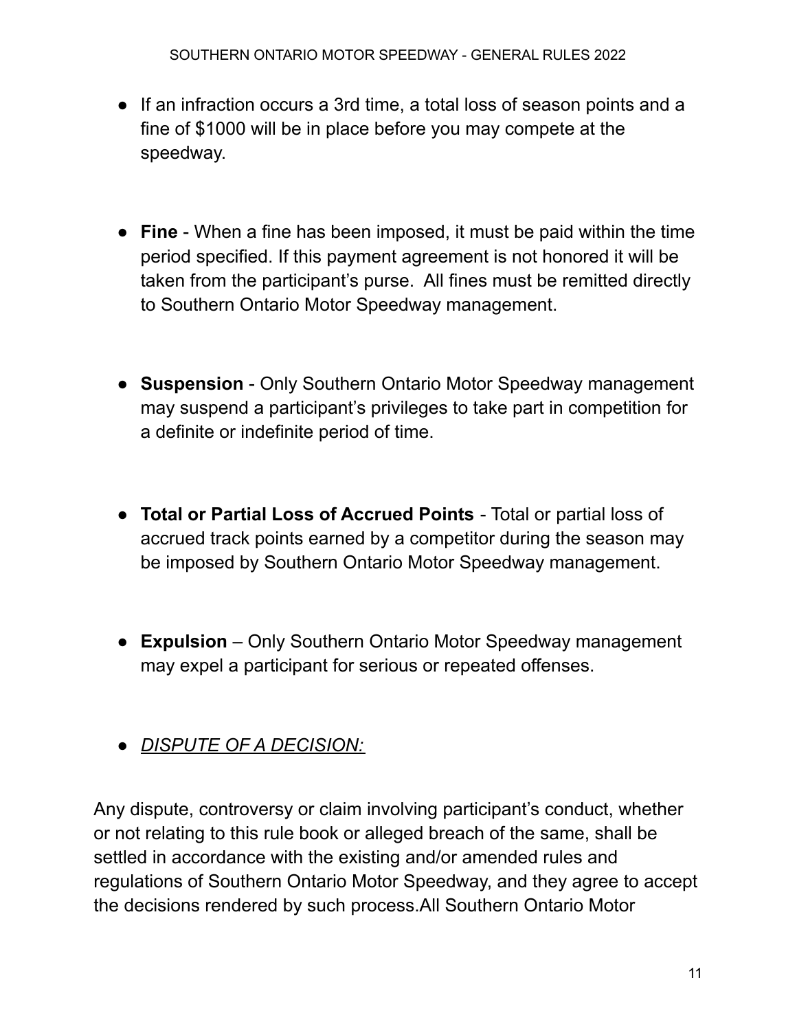- If an infraction occurs a 3rd time, a total loss of season points and a fine of $1000 will be in place before you may compete at the speedway.

- **Fine** - When a fine has been imposed, it must be paid within the time period specified. If this payment agreement is not honored it will be taken from the participant's purse. All fines must be remitted directly to Southern Ontario Motor Speedway management.

- **Suspension** - Only Southern Ontario Motor Speedway management may suspend a participant's privileges to take part in competition for a definite or indefinite period of time.

- **Total or Partial Loss of Accrued Points** - Total or partial loss of accrued track points earned by a competitor during the season may be imposed by Southern Ontario Motor Speedway management.

- **Expulsion** – Only Southern Ontario Motor Speedway management may expel a participant for serious or repeated offenses.

- *DISPUTE OF A DECISION:*

Any dispute, controversy or claim involving participant's conduct, whether or not relating to this rule book or alleged breach of the same, shall be settled in accordance with the existing and/or amended rules and regulations of Southern Ontario Motor Speedway, and they agree to accept the decisions rendered by such process.All Southern Ontario Motor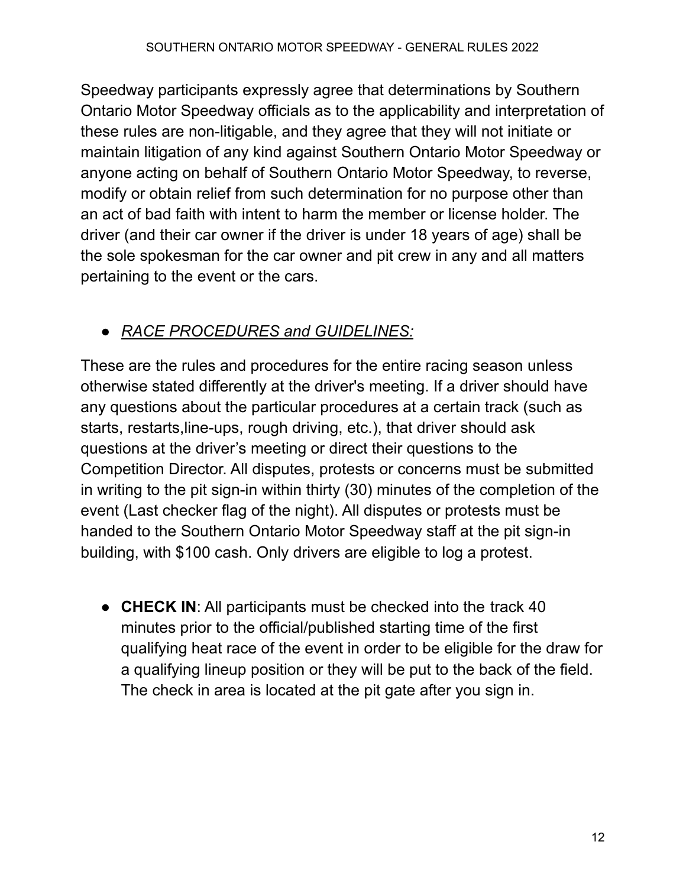Speedway participants expressly agree that determinations by Southern Ontario Motor Speedway officials as to the applicability and interpretation of these rules are non-litigable, and they agree that they will not initiate or maintain litigation of any kind against Southern Ontario Motor Speedway or anyone acting on behalf of Southern Ontario Motor Speedway, to reverse, modify or obtain relief from such determination for no purpose other than an act of bad faith with intent to harm the member or license holder. The driver (and their car owner if the driver is under 18 years of age) shall be the sole spokesman for the car owner and pit crew in any and all matters pertaining to the event or the cars.

- *RACE PROCEDURES and GUIDELINES:*

These are the rules and procedures for the entire racing season unless otherwise stated differently at the driver's meeting. If a driver should have any questions about the particular procedures at a certain track (such as starts, restarts,line-ups, rough driving, etc.), that driver should ask questions at the driver's meeting or direct their questions to the Competition Director. All disputes, protests or concerns must be submitted in writing to the pit sign-in within thirty (30) minutes of the completion of the event (Last checker flag of the night). All disputes or protests must be handed to the Southern Ontario Motor Speedway staff at the pit sign-in building, with $100 cash. Only drivers are eligible to log a protest.

- **CHECK IN**: All participants must be checked into the track 40 minutes prior to the official/published starting time of the first qualifying heat race of the event in order to be eligible for the draw for a qualifying lineup position or they will be put to the back of the field. The check in area is located at the pit gate after you sign in.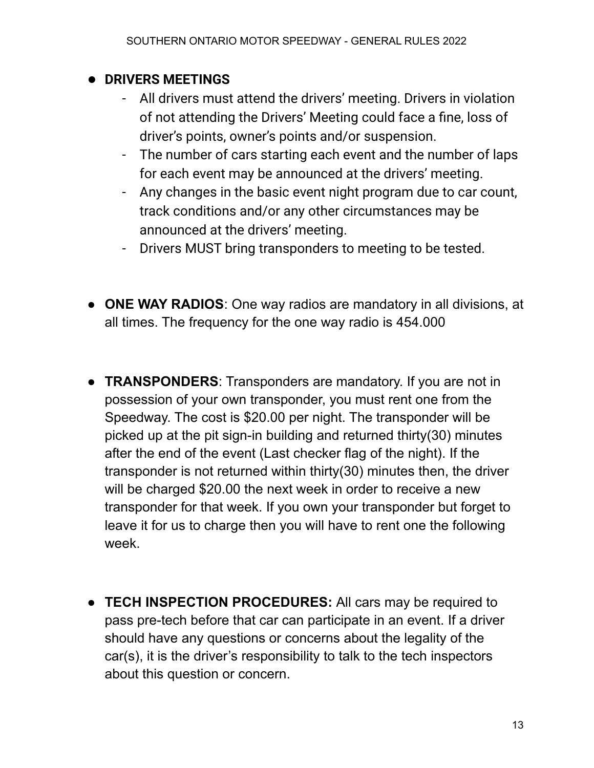- **DRIVERS MEETINGS**
  - All drivers must attend the drivers' meeting. Drivers in violation of not attending the Drivers' Meeting could face a fine, loss of driver's points, owner's points and/or suspension.
  - The number of cars starting each event and the number of laps for each event may be announced at the drivers' meeting.
  - Any changes in the basic event night program due to car count, track conditions and/or any other circumstances may be announced at the drivers' meeting.
  - Drivers MUST bring transponders to meeting to be tested.

- **ONE WAY RADIOS**: One way radios are mandatory in all divisions, at all times. The frequency for the one way radio is 454.000

- **TRANSPONDERS**: Transponders are mandatory. If you are not in possession of your own transponder, you must rent one from the Speedway. The cost is $20.00 per night. The transponder will be picked up at the pit sign-in building and returned thirty(30) minutes after the end of the event (Last checker flag of the night). If the transponder is not returned within thirty(30) minutes then, the driver will be charged $20.00 the next week in order to receive a new transponder for that week. If you own your transponder but forget to leave it for us to charge then you will have to rent one the following week.

- **TECH INSPECTION PROCEDURES:** All cars may be required to pass pre-tech before that car can participate in an event. If a driver should have any questions or concerns about the legality of the car(s), it is the driver's responsibility to talk to the tech inspectors about this question or concern.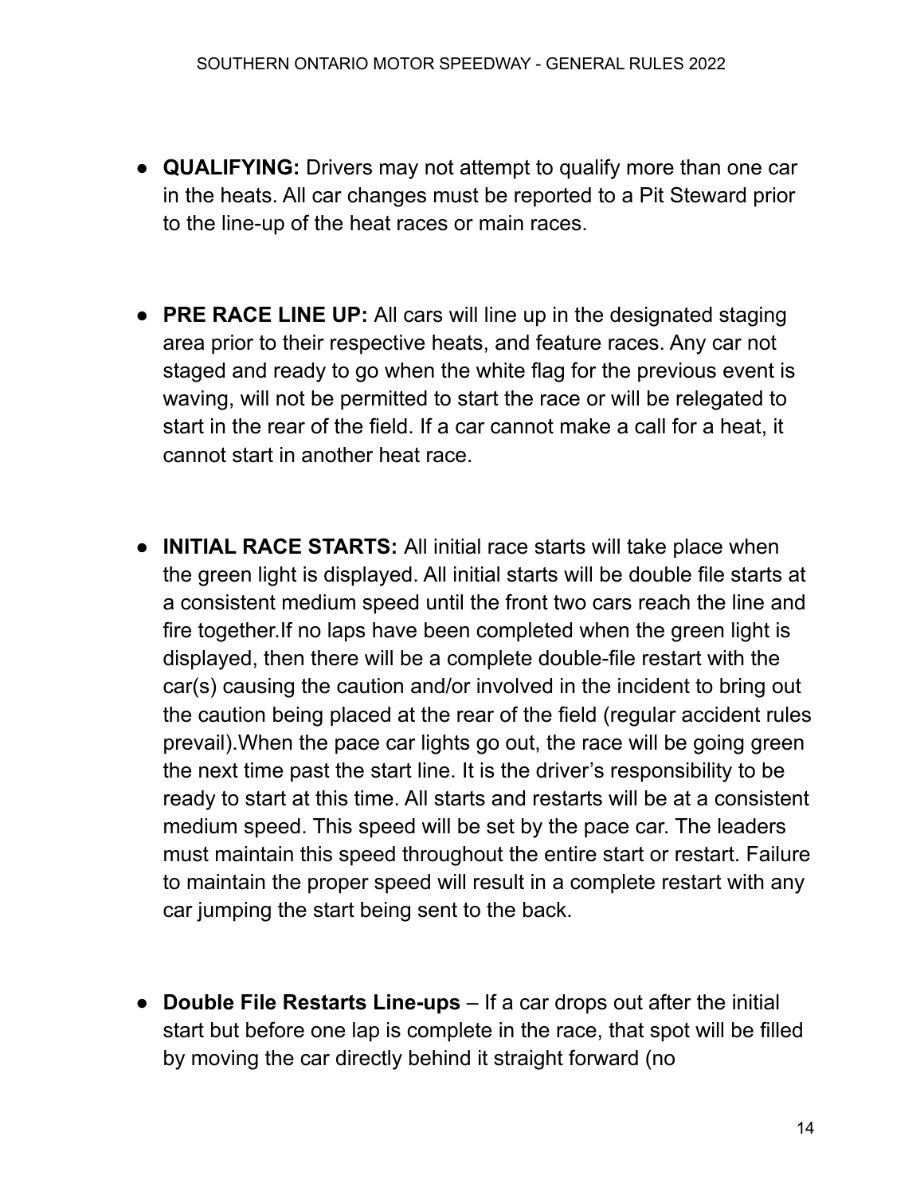- **QUALIFYING:** Drivers may not attempt to qualify more than one car in the heats. All car changes must be reported to a Pit Steward prior to the line-up of the heat races or main races.

- **PRE RACE LINE UP:** All cars will line up in the designated staging area prior to their respective heats, and feature races. Any car not staged and ready to go when the white flag for the previous event is waving, will not be permitted to start the race or will be relegated to start in the rear of the field. If a car cannot make a call for a heat, it cannot start in another heat race.

- **INITIAL RACE STARTS:** All initial race starts will take place when the green light is displayed. All initial starts will be double file starts at a consistent medium speed until the front two cars reach the line and fire together.If no laps have been completed when the green light is displayed, then there will be a complete double-file restart with the car(s) causing the caution and/or involved in the incident to bring out the caution being placed at the rear of the field (regular accident rules prevail).When the pace car lights go out, the race will be going green the next time past the start line. It is the driver's responsibility to be ready to start at this time. All starts and restarts will be at a consistent medium speed. This speed will be set by the pace car. The leaders must maintain this speed throughout the entire start or restart. Failure to maintain the proper speed will result in a complete restart with any car jumping the start being sent to the back.

- **Double File Restarts Line-ups** – If a car drops out after the initial start but before one lap is complete in the race, that spot will be filled by moving the car directly behind it straight forward (no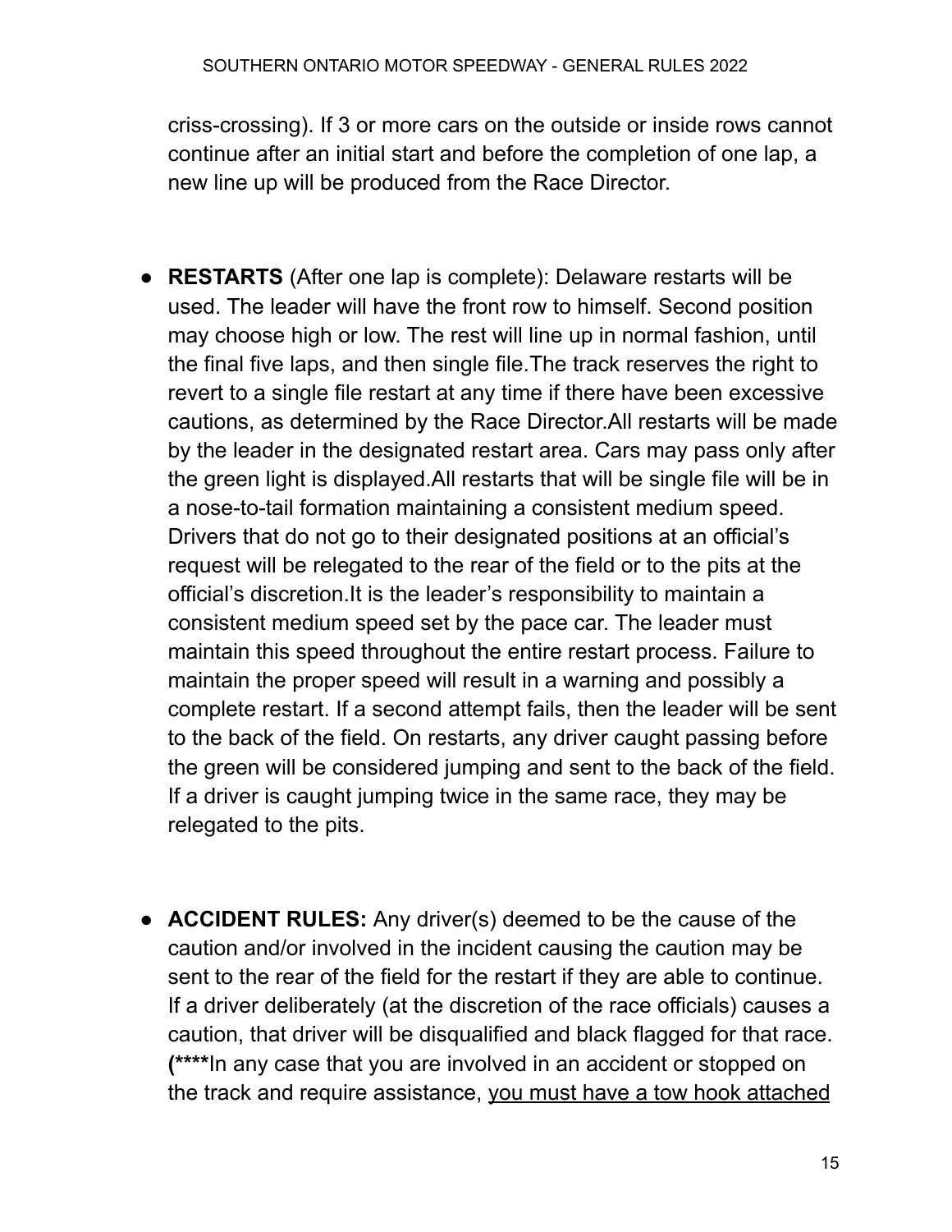criss-crossing). If 3 or more cars on the outside or inside rows cannot continue after an initial start and before the completion of one lap, a new line up will be produced from the Race Director.

- **RESTARTS** (After one lap is complete): Delaware restarts will be used. The leader will have the front row to himself. Second position may choose high or low. The rest will line up in normal fashion, until the final five laps, and then single file.The track reserves the right to revert to a single file restart at any time if there have been excessive cautions, as determined by the Race Director.All restarts will be made by the leader in the designated restart area. Cars may pass only after the green light is displayed.All restarts that will be single file will be in a nose-to-tail formation maintaining a consistent medium speed. Drivers that do not go to their designated positions at an official's request will be relegated to the rear of the field or to the pits at the official's discretion.It is the leader's responsibility to maintain a consistent medium speed set by the pace car. The leader must maintain this speed throughout the entire restart process. Failure to maintain the proper speed will result in a warning and possibly a complete restart. If a second attempt fails, then the leader will be sent to the back of the field. On restarts, any driver caught passing before the green will be considered jumping and sent to the back of the field. If a driver is caught jumping twice in the same race, they may be relegated to the pits.

- **ACCIDENT RULES:** Any driver(s) deemed to be the cause of the caution and/or involved in the incident causing the caution may be sent to the rear of the field for the restart if they are able to continue. If a driver deliberately (at the discretion of the race officials) causes a caution, that driver will be disqualified and black flagged for that race. **(\*\*\*\***In any case that you are involved in an accident or stopped on the track and require assistance, <u>you must have a tow hook attached</u>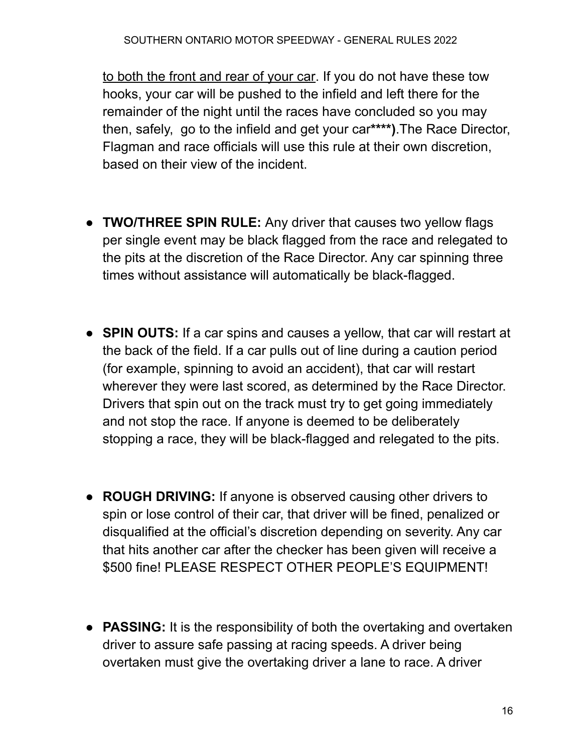<u>to both the front and rear of your car</u>. If you do not have these tow hooks, your car will be pushed to the infield and left there for the remainder of the night until the races have concluded so you may then, safely, go to the infield and get your car****).The Race Director, Flagman and race officials will use this rule at their own discretion, based on their view of the incident.

- **TWO/THREE SPIN RULE:** Any driver that causes two yellow flags per single event may be black flagged from the race and relegated to the pits at the discretion of the Race Director. Any car spinning three times without assistance will automatically be black-flagged.

- **SPIN OUTS:** If a car spins and causes a yellow, that car will restart at the back of the field. If a car pulls out of line during a caution period (for example, spinning to avoid an accident), that car will restart wherever they were last scored, as determined by the Race Director. Drivers that spin out on the track must try to get going immediately and not stop the race. If anyone is deemed to be deliberately stopping a race, they will be black-flagged and relegated to the pits.

- **ROUGH DRIVING:** If anyone is observed causing other drivers to spin or lose control of their car, that driver will be fined, penalized or disqualified at the official's discretion depending on severity. Any car that hits another car after the checker has been given will receive a $500 fine! PLEASE RESPECT OTHER PEOPLE'S EQUIPMENT!

- **PASSING:** It is the responsibility of both the overtaking and overtaken driver to assure safe passing at racing speeds. A driver being overtaken must give the overtaking driver a lane to race. A driver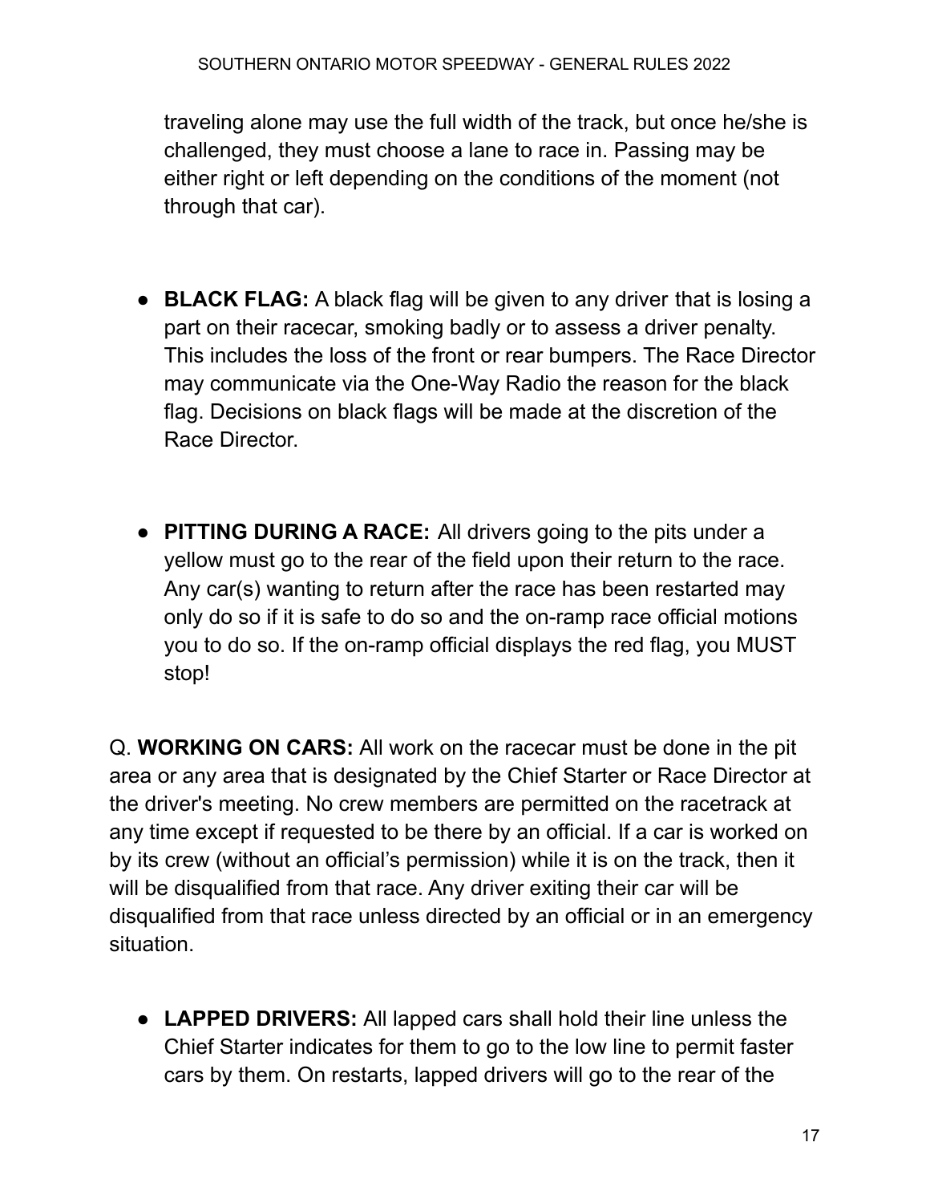traveling alone may use the full width of the track, but once he/she is challenged, they must choose a lane to race in. Passing may be either right or left depending on the conditions of the moment (not through that car).

- **BLACK FLAG:** A black flag will be given to any driver that is losing a part on their racecar, smoking badly or to assess a driver penalty. This includes the loss of the front or rear bumpers. The Race Director may communicate via the One-Way Radio the reason for the black flag. Decisions on black flags will be made at the discretion of the Race Director.

- **PITTING DURING A RACE:** All drivers going to the pits under a yellow must go to the rear of the field upon their return to the race. Any car(s) wanting to return after the race has been restarted may only do so if it is safe to do so and the on-ramp race official motions you to do so. If the on-ramp official displays the red flag, you MUST stop!

Q. **WORKING ON CARS:** All work on the racecar must be done in the pit area or any area that is designated by the Chief Starter or Race Director at the driver's meeting. No crew members are permitted on the racetrack at any time except if requested to be there by an official. If a car is worked on by its crew (without an official's permission) while it is on the track, then it will be disqualified from that race. Any driver exiting their car will be disqualified from that race unless directed by an official or in an emergency situation.

- **LAPPED DRIVERS:** All lapped cars shall hold their line unless the Chief Starter indicates for them to go to the low line to permit faster cars by them. On restarts, lapped drivers will go to the rear of the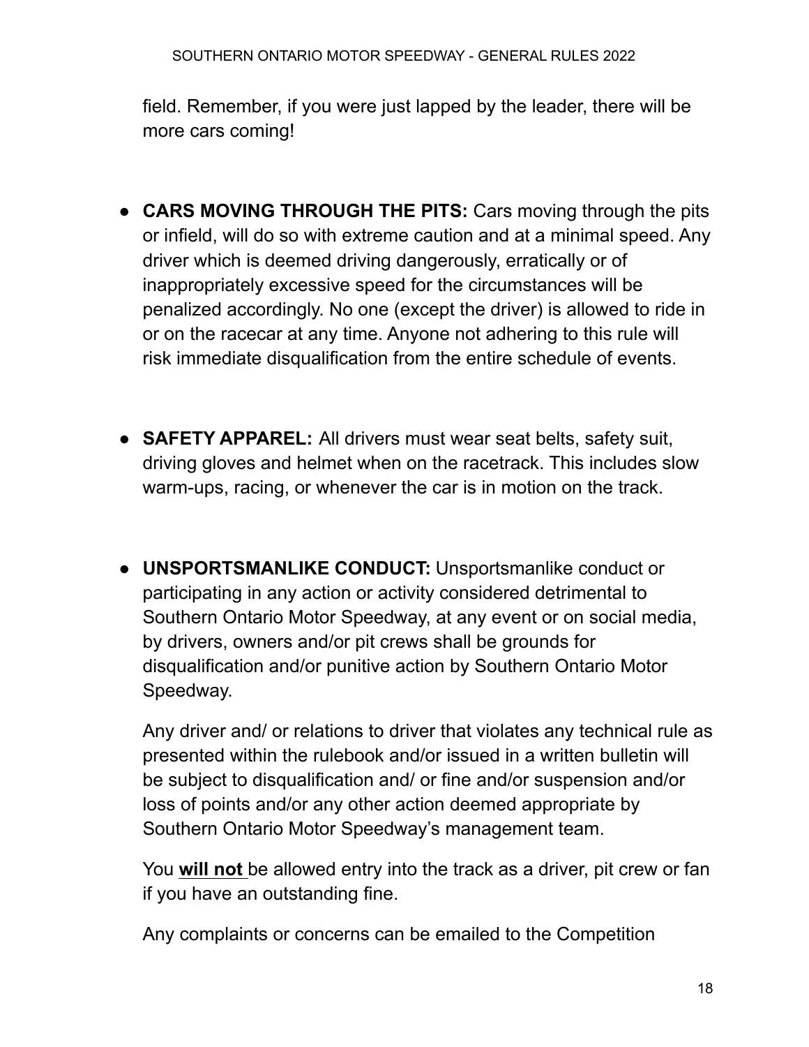field. Remember, if you were just lapped by the leader, there will be more cars coming!

- **CARS MOVING THROUGH THE PITS:** Cars moving through the pits or infield, will do so with extreme caution and at a minimal speed. Any driver which is deemed driving dangerously, erratically or of inappropriately excessive speed for the circumstances will be penalized accordingly. No one (except the driver) is allowed to ride in or on the racecar at any time. Anyone not adhering to this rule will risk immediate disqualification from the entire schedule of events.

- **SAFETY APPAREL:** All drivers must wear seat belts, safety suit, driving gloves and helmet when on the racetrack. This includes slow warm-ups, racing, or whenever the car is in motion on the track.

- **UNSPORTSMANLIKE CONDUCT:** Unsportsmanlike conduct or participating in any action or activity considered detrimental to Southern Ontario Motor Speedway, at any event or on social media, by drivers, owners and/or pit crews shall be grounds for disqualification and/or punitive action by Southern Ontario Motor Speedway.

  Any driver and/ or relations to driver that violates any technical rule as presented within the rulebook and/or issued in a written bulletin will be subject to disqualification and/ or fine and/or suspension and/or loss of points and/or any other action deemed appropriate by Southern Ontario Motor Speedway's management team.

  You **will not** be allowed entry into the track as a driver, pit crew or fan if you have an outstanding fine.

  Any complaints or concerns can be emailed to the Competition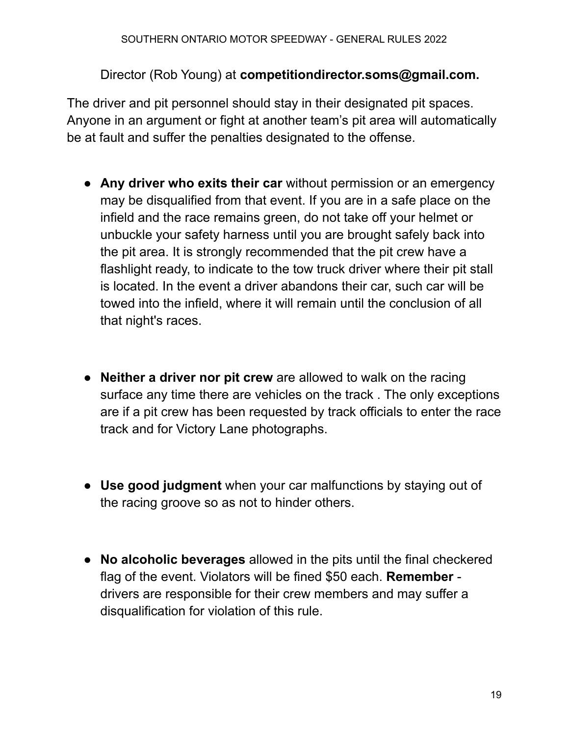Director (Rob Young) at **competitiondirector.soms@gmail.com.**

The driver and pit personnel should stay in their designated pit spaces. Anyone in an argument or fight at another team's pit area will automatically be at fault and suffer the penalties designated to the offense.

- **Any driver who exits their car** without permission or an emergency may be disqualified from that event. If you are in a safe place on the infield and the race remains green, do not take off your helmet or unbuckle your safety harness until you are brought safely back into the pit area. It is strongly recommended that the pit crew have a flashlight ready, to indicate to the tow truck driver where their pit stall is located. In the event a driver abandons their car, such car will be towed into the infield, where it will remain until the conclusion of all that night's races.

- **Neither a driver nor pit crew** are allowed to walk on the racing surface any time there are vehicles on the track . The only exceptions are if a pit crew has been requested by track officials to enter the race track and for Victory Lane photographs.

- **Use good judgment** when your car malfunctions by staying out of the racing groove so as not to hinder others.

- **No alcoholic beverages** allowed in the pits until the final checkered flag of the event. Violators will be fined $50 each. **Remember** - drivers are responsible for their crew members and may suffer a disqualification for violation of this rule.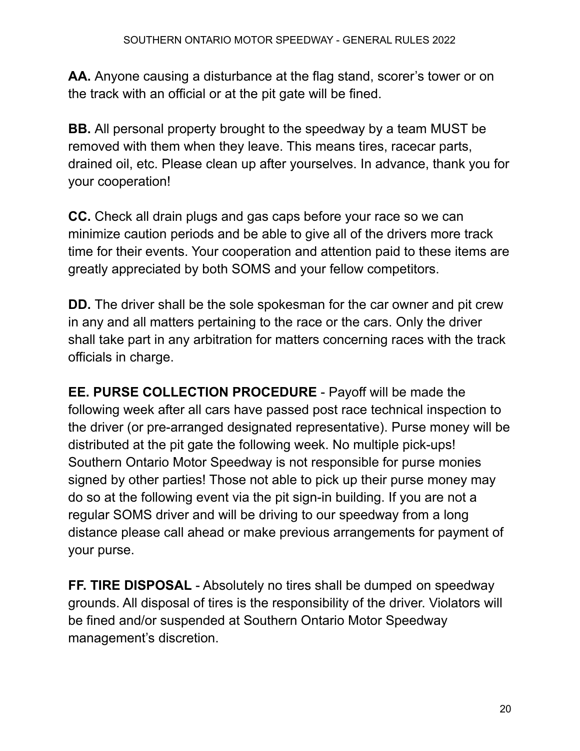**AA.** Anyone causing a disturbance at the flag stand, scorer's tower or on the track with an official or at the pit gate will be fined.

**BB.** All personal property brought to the speedway by a team MUST be removed with them when they leave. This means tires, racecar parts, drained oil, etc. Please clean up after yourselves. In advance, thank you for your cooperation!

**CC.** Check all drain plugs and gas caps before your race so we can minimize caution periods and be able to give all of the drivers more track time for their events. Your cooperation and attention paid to these items are greatly appreciated by both SOMS and your fellow competitors.

**DD.** The driver shall be the sole spokesman for the car owner and pit crew in any and all matters pertaining to the race or the cars. Only the driver shall take part in any arbitration for matters concerning races with the track officials in charge.

**EE. PURSE COLLECTION PROCEDURE** - Payoff will be made the following week after all cars have passed post race technical inspection to the driver (or pre-arranged designated representative). Purse money will be distributed at the pit gate the following week. No multiple pick-ups! Southern Ontario Motor Speedway is not responsible for purse monies signed by other parties! Those not able to pick up their purse money may do so at the following event via the pit sign-in building. If you are not a regular SOMS driver and will be driving to our speedway from a long distance please call ahead or make previous arrangements for payment of your purse.

**FF. TIRE DISPOSAL** - Absolutely no tires shall be dumped on speedway grounds. All disposal of tires is the responsibility of the driver. Violators will be fined and/or suspended at Southern Ontario Motor Speedway management's discretion.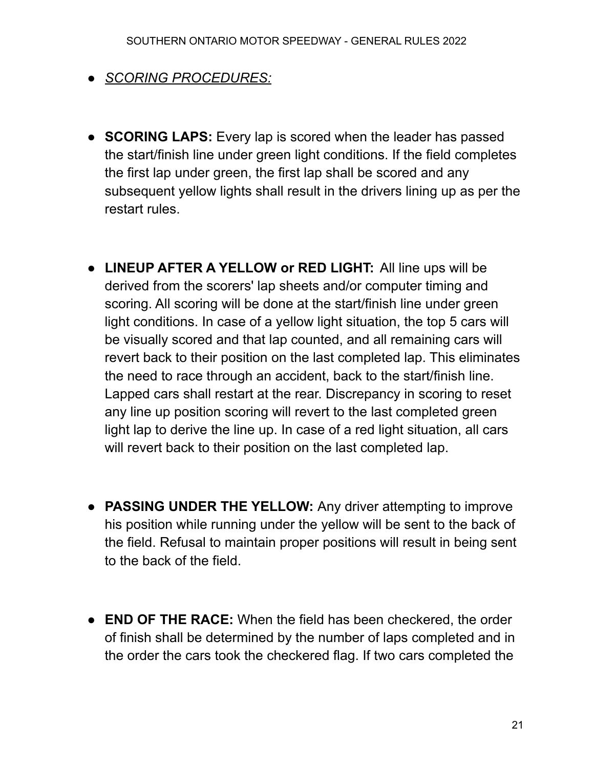- *SCORING PROCEDURES:*

- **SCORING LAPS:** Every lap is scored when the leader has passed the start/finish line under green light conditions. If the field completes the first lap under green, the first lap shall be scored and any subsequent yellow lights shall result in the drivers lining up as per the restart rules.

- **LINEUP AFTER A YELLOW or RED LIGHT:** All line ups will be derived from the scorers' lap sheets and/or computer timing and scoring. All scoring will be done at the start/finish line under green light conditions. In case of a yellow light situation, the top 5 cars will be visually scored and that lap counted, and all remaining cars will revert back to their position on the last completed lap. This eliminates the need to race through an accident, back to the start/finish line. Lapped cars shall restart at the rear. Discrepancy in scoring to reset any line up position scoring will revert to the last completed green light lap to derive the line up. In case of a red light situation, all cars will revert back to their position on the last completed lap.

- **PASSING UNDER THE YELLOW:** Any driver attempting to improve his position while running under the yellow will be sent to the back of the field. Refusal to maintain proper positions will result in being sent to the back of the field.

- **END OF THE RACE:** When the field has been checkered, the order of finish shall be determined by the number of laps completed and in the order the cars took the checkered flag. If two cars completed the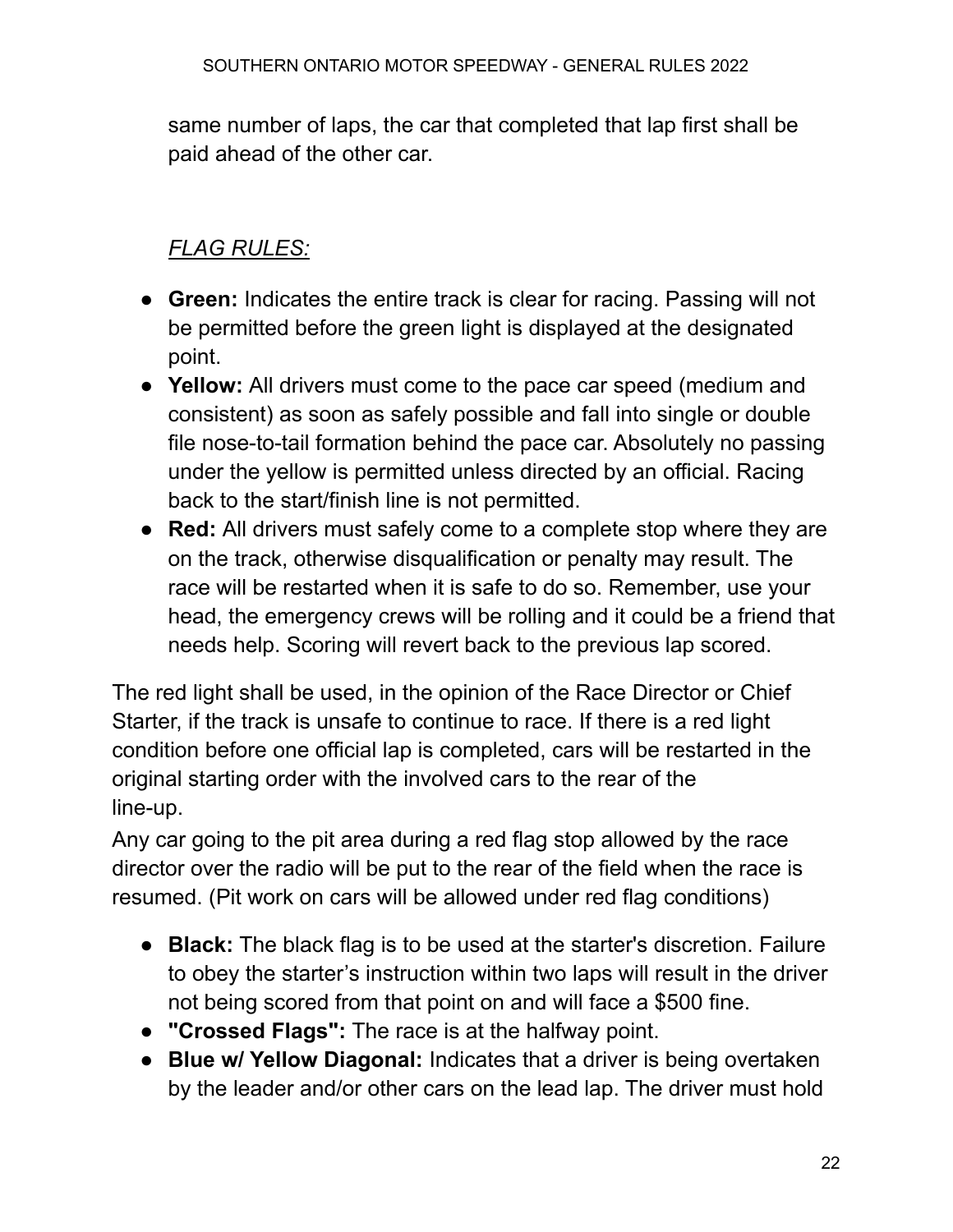same number of laps, the car that completed that lap first shall be paid ahead of the other car.

*FLAG RULES:*

- **Green:** Indicates the entire track is clear for racing. Passing will not be permitted before the green light is displayed at the designated point.
- **Yellow:** All drivers must come to the pace car speed (medium and consistent) as soon as safely possible and fall into single or double file nose-to-tail formation behind the pace car. Absolutely no passing under the yellow is permitted unless directed by an official. Racing back to the start/finish line is not permitted.
- **Red:** All drivers must safely come to a complete stop where they are on the track, otherwise disqualification or penalty may result. The race will be restarted when it is safe to do so. Remember, use your head, the emergency crews will be rolling and it could be a friend that needs help. Scoring will revert back to the previous lap scored.

The red light shall be used, in the opinion of the Race Director or Chief Starter, if the track is unsafe to continue to race. If there is a red light condition before one official lap is completed, cars will be restarted in the original starting order with the involved cars to the rear of the line-up.

Any car going to the pit area during a red flag stop allowed by the race director over the radio will be put to the rear of the field when the race is resumed. (Pit work on cars will be allowed under red flag conditions)

- **Black:** The black flag is to be used at the starter's discretion. Failure to obey the starter's instruction within two laps will result in the driver not being scored from that point on and will face a $500 fine.
- **"Crossed Flags":** The race is at the halfway point.
- **Blue w/ Yellow Diagonal:** Indicates that a driver is being overtaken by the leader and/or other cars on the lead lap. The driver must hold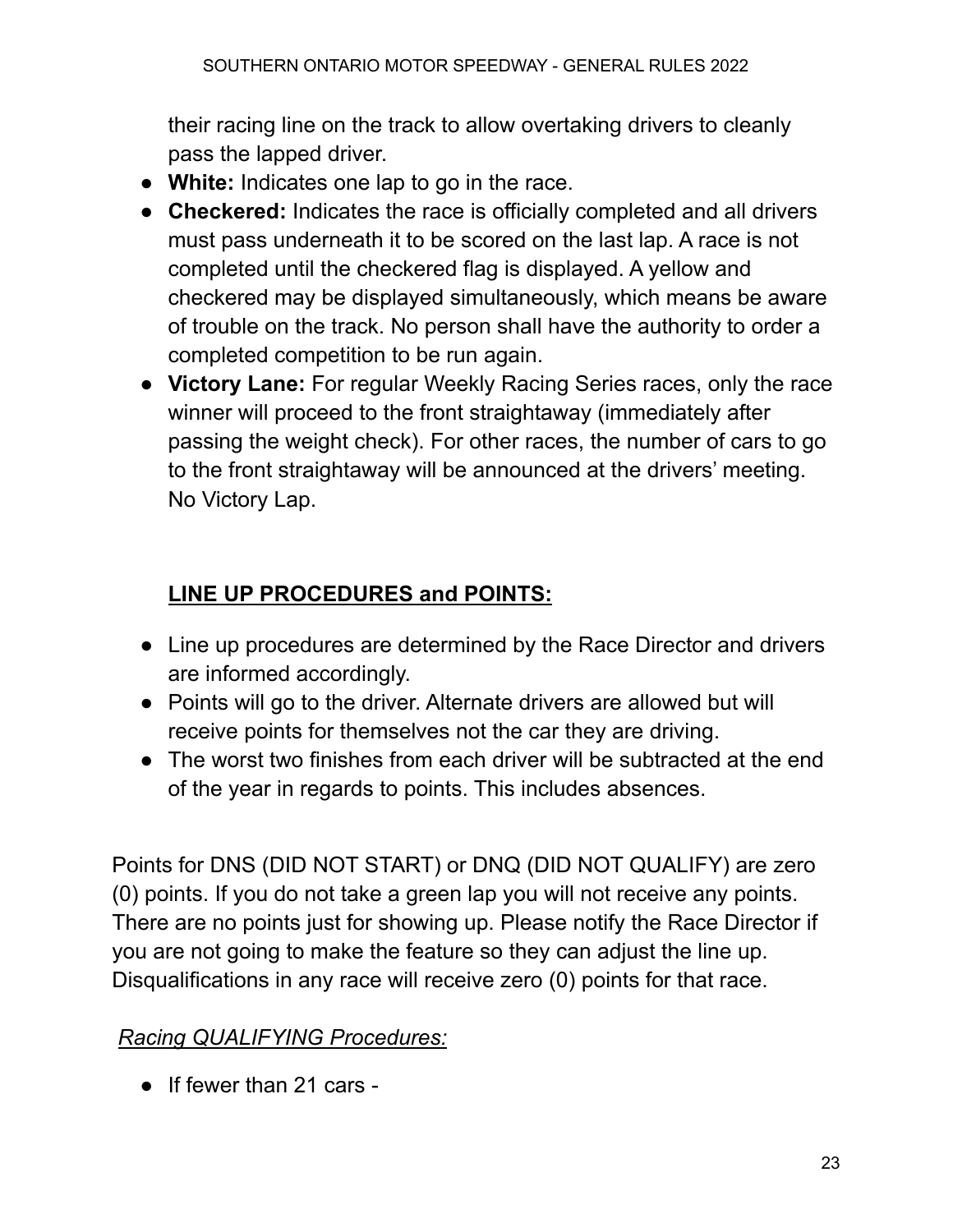their racing line on the track to allow overtaking drivers to cleanly pass the lapped driver.

- **White:** Indicates one lap to go in the race.
- **Checkered:** Indicates the race is officially completed and all drivers must pass underneath it to be scored on the last lap. A race is not completed until the checkered flag is displayed. A yellow and checkered may be displayed simultaneously, which means be aware of trouble on the track. No person shall have the authority to order a completed competition to be run again.
- **Victory Lane:** For regular Weekly Racing Series races, only the race winner will proceed to the front straightaway (immediately after passing the weight check). For other races, the number of cars to go to the front straightaway will be announced at the drivers' meeting. No Victory Lap.

## **LINE UP PROCEDURES and POINTS:**

- Line up procedures are determined by the Race Director and drivers are informed accordingly.
- Points will go to the driver. Alternate drivers are allowed but will receive points for themselves not the car they are driving.
- The worst two finishes from each driver will be subtracted at the end of the year in regards to points. This includes absences.

Points for DNS (DID NOT START) or DNQ (DID NOT QUALIFY) are zero (0) points. If you do not take a green lap you will not receive any points. There are no points just for showing up. Please notify the Race Director if you are not going to make the feature so they can adjust the line up. Disqualifications in any race will receive zero (0) points for that race.

*Racing QUALIFYING Procedures:*

- If fewer than 21 cars -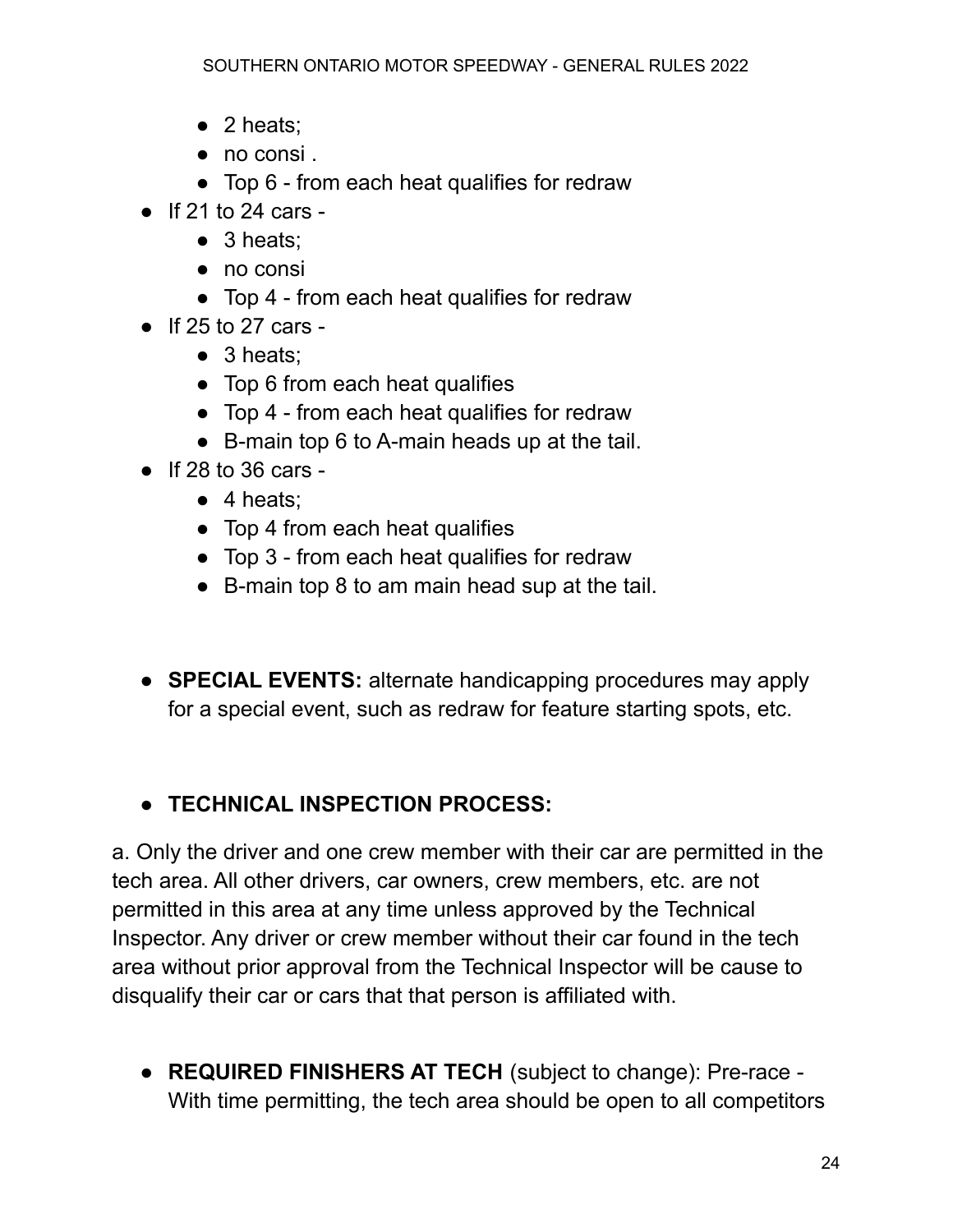- 2 heats;
  - no consi .
  - Top 6 - from each heat qualifies for redraw
- If 21 to 24 cars -
  - 3 heats;
  - no consi
  - Top 4 - from each heat qualifies for redraw
- If 25 to 27 cars -
  - 3 heats;
  - Top 6 from each heat qualifies
  - Top 4 - from each heat qualifies for redraw
  - B-main top 6 to A-main heads up at the tail.
- If 28 to 36 cars -
  - 4 heats;
  - Top 4 from each heat qualifies
  - Top 3 - from each heat qualifies for redraw
  - B-main top 8 to am main head sup at the tail.

- **SPECIAL EVENTS:** alternate handicapping procedures may apply for a special event, such as redraw for feature starting spots, etc.

- **TECHNICAL INSPECTION PROCESS:**

a. Only the driver and one crew member with their car are permitted in the tech area. All other drivers, car owners, crew members, etc. are not permitted in this area at any time unless approved by the Technical Inspector. Any driver or crew member without their car found in the tech area without prior approval from the Technical Inspector will be cause to disqualify their car or cars that that person is affiliated with.

- **REQUIRED FINISHERS AT TECH** (subject to change): Pre-race - With time permitting, the tech area should be open to all competitors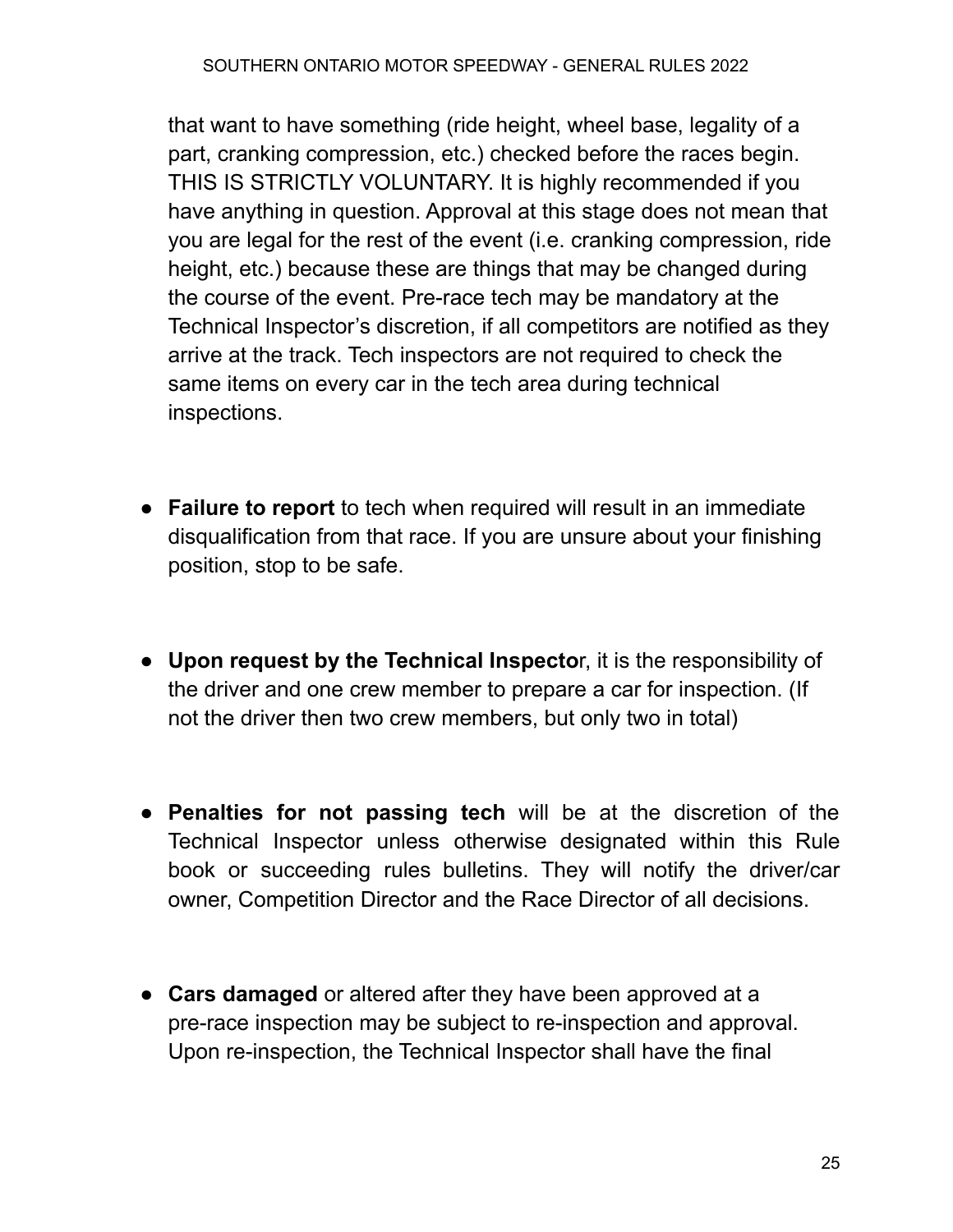that want to have something (ride height, wheel base, legality of a part, cranking compression, etc.) checked before the races begin. THIS IS STRICTLY VOLUNTARY. It is highly recommended if you have anything in question. Approval at this stage does not mean that you are legal for the rest of the event (i.e. cranking compression, ride height, etc.) because these are things that may be changed during the course of the event. Pre-race tech may be mandatory at the Technical Inspector's discretion, if all competitors are notified as they arrive at the track. Tech inspectors are not required to check the same items on every car in the tech area during technical inspections.

- **Failure to report** to tech when required will result in an immediate disqualification from that race. If you are unsure about your finishing position, stop to be safe.

- **Upon request by the Technical Inspector**, it is the responsibility of the driver and one crew member to prepare a car for inspection. (If not the driver then two crew members, but only two in total)

- **Penalties for not passing tech** will be at the discretion of the Technical Inspector unless otherwise designated within this Rule book or succeeding rules bulletins. They will notify the driver/car owner, Competition Director and the Race Director of all decisions.

- **Cars damaged** or altered after they have been approved at a pre-race inspection may be subject to re-inspection and approval. Upon re-inspection, the Technical Inspector shall have the final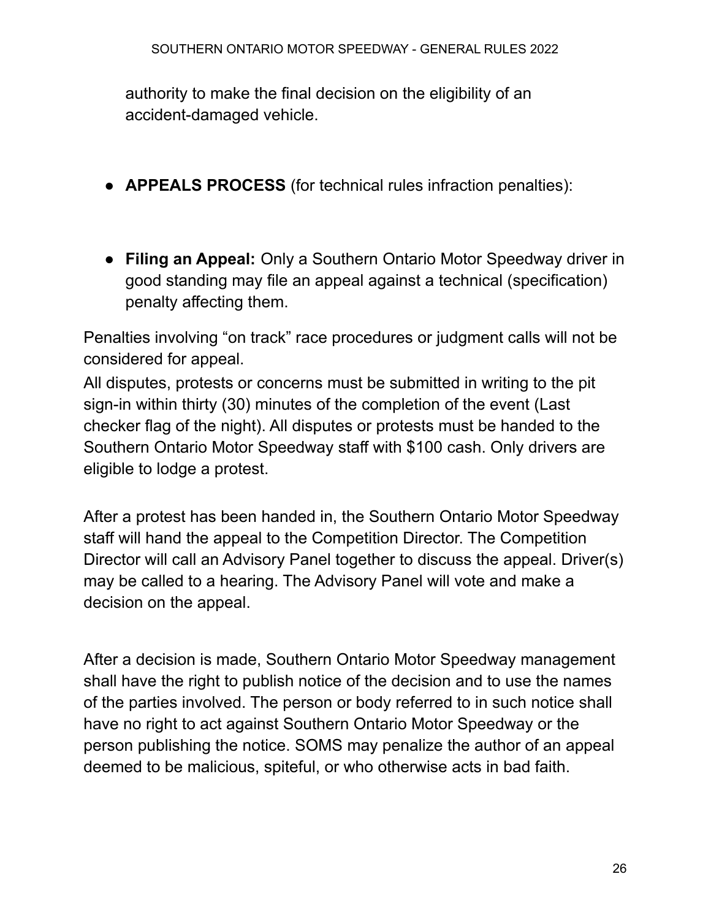authority to make the final decision on the eligibility of an accident-damaged vehicle.

- **APPEALS PROCESS** (for technical rules infraction penalties):

- **Filing an Appeal:** Only a Southern Ontario Motor Speedway driver in good standing may file an appeal against a technical (specification) penalty affecting them.

Penalties involving "on track" race procedures or judgment calls will not be considered for appeal.

All disputes, protests or concerns must be submitted in writing to the pit sign-in within thirty (30) minutes of the completion of the event (Last checker flag of the night). All disputes or protests must be handed to the Southern Ontario Motor Speedway staff with $100 cash. Only drivers are eligible to lodge a protest.

After a protest has been handed in, the Southern Ontario Motor Speedway staff will hand the appeal to the Competition Director. The Competition Director will call an Advisory Panel together to discuss the appeal. Driver(s) may be called to a hearing. The Advisory Panel will vote and make a decision on the appeal.

After a decision is made, Southern Ontario Motor Speedway management shall have the right to publish notice of the decision and to use the names of the parties involved. The person or body referred to in such notice shall have no right to act against Southern Ontario Motor Speedway or the person publishing the notice. SOMS may penalize the author of an appeal deemed to be malicious, spiteful, or who otherwise acts in bad faith.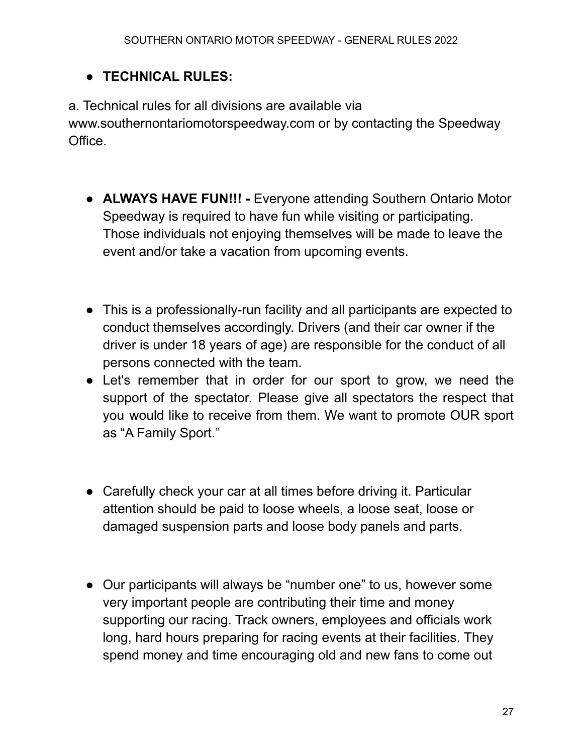- **TECHNICAL RULES:**

a. Technical rules for all divisions are available via www.southernontariomotorspeedway.com or by contacting the Speedway Office.

- **ALWAYS HAVE FUN!!! -** Everyone attending Southern Ontario Motor Speedway is required to have fun while visiting or participating. Those individuals not enjoying themselves will be made to leave the event and/or take a vacation from upcoming events.

- This is a professionally-run facility and all participants are expected to conduct themselves accordingly. Drivers (and their car owner if the driver is under 18 years of age) are responsible for the conduct of all persons connected with the team.
- Let's remember that in order for our sport to grow, we need the support of the spectator. Please give all spectators the respect that you would like to receive from them. We want to promote OUR sport as "A Family Sport."

- Carefully check your car at all times before driving it. Particular attention should be paid to loose wheels, a loose seat, loose or damaged suspension parts and loose body panels and parts.

- Our participants will always be "number one" to us, however some very important people are contributing their time and money supporting our racing. Track owners, employees and officials work long, hard hours preparing for racing events at their facilities. They spend money and time encouraging old and new fans to come out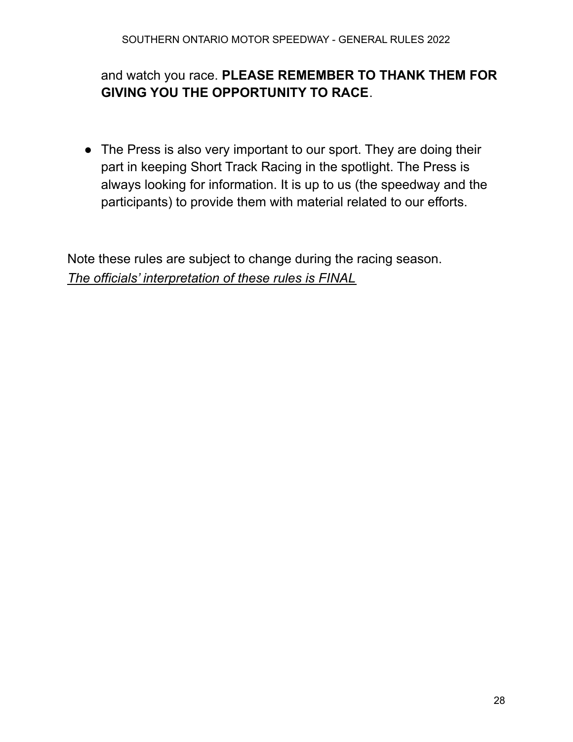and watch you race. **PLEASE REMEMBER TO THANK THEM FOR GIVING YOU THE OPPORTUNITY TO RACE**.

- The Press is also very important to our sport. They are doing their part in keeping Short Track Racing in the spotlight. The Press is always looking for information. It is up to us (the speedway and the participants) to provide them with material related to our efforts.

Note these rules are subject to change during the racing season.
<u>*The officials' interpretation of these rules is FINAL*</u>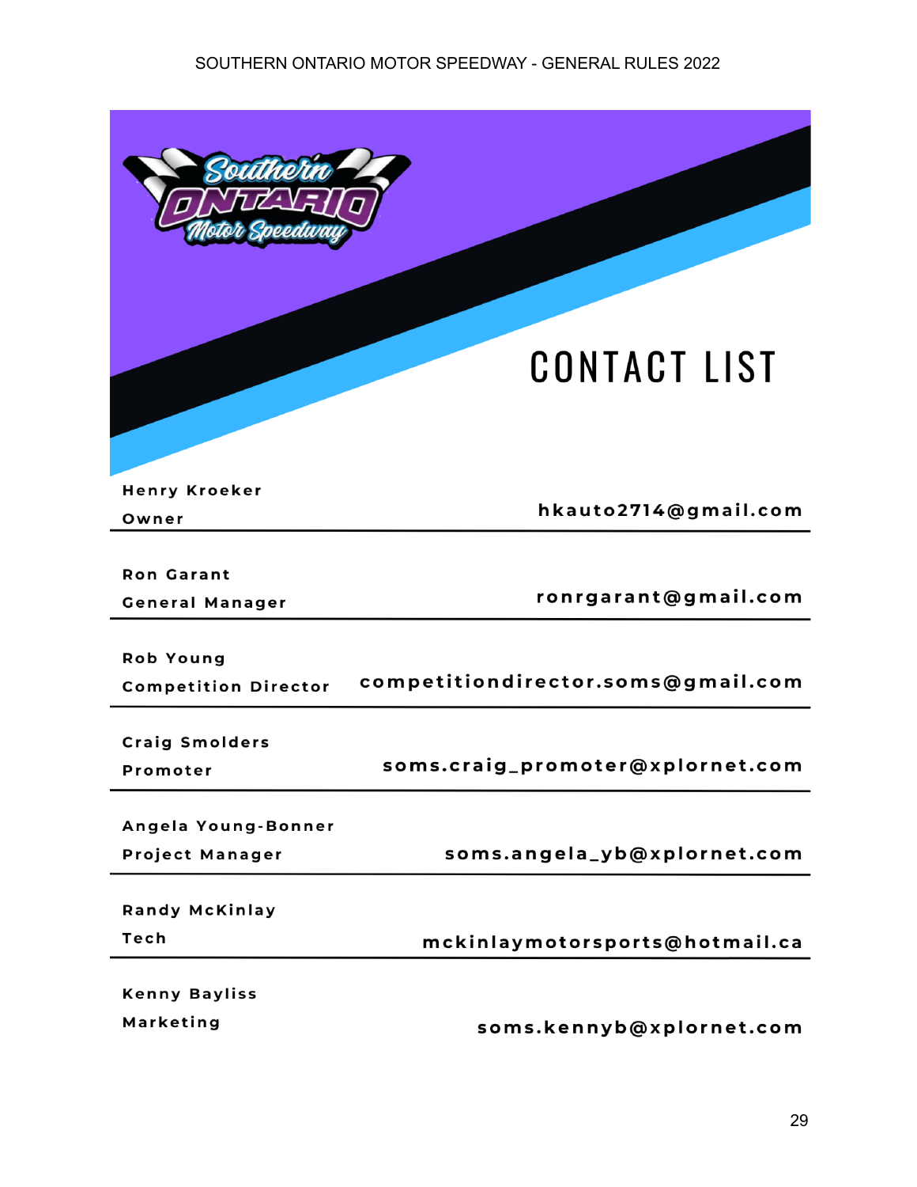# CONTACT LIST

**Henry Kroeker**
**Owner**
**hkauto2714@gmail.com**

---

**Ron Garant**
**General Manager**
**ronrgarant@gmail.com**

---

**Rob Young**
**Competition Director**
**competitiondirector.soms@gmail.com**

---

**Craig Smolders**
**Promoter**
**soms.craig_promoter@xplornet.com**

---

**Angela Young-Bonner**
**Project Manager**
**soms.angela_yb@xplornet.com**

---

**Randy McKinlay**
**Tech**
**mckinlaymotorsports@hotmail.ca**

---

**Kenny Bayliss**
**Marketing**
**soms.kennyb@xplornet.com**